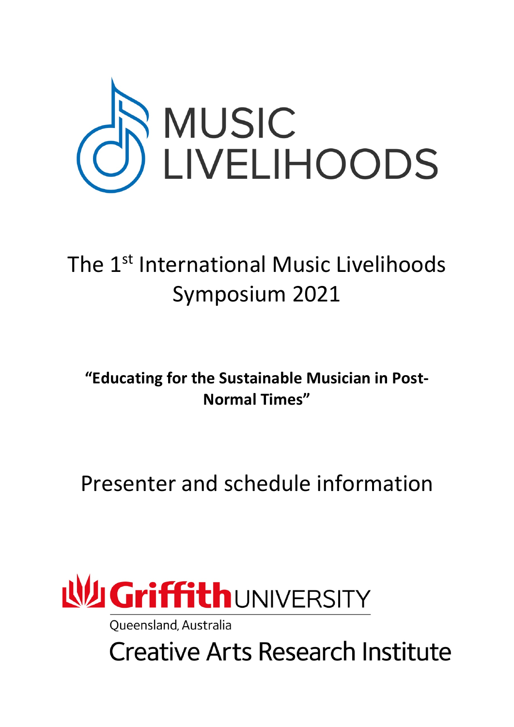# MUSIC LIVELIHOODS

## The 1st International Music Livelihoods Symposium 2021

**"Educating for the Sustainable Musician in Post-Normal Times"**

## Presenter and schedule information

Griffith UNIVERSITY

Queensland, Australia

Creative Arts Research Institute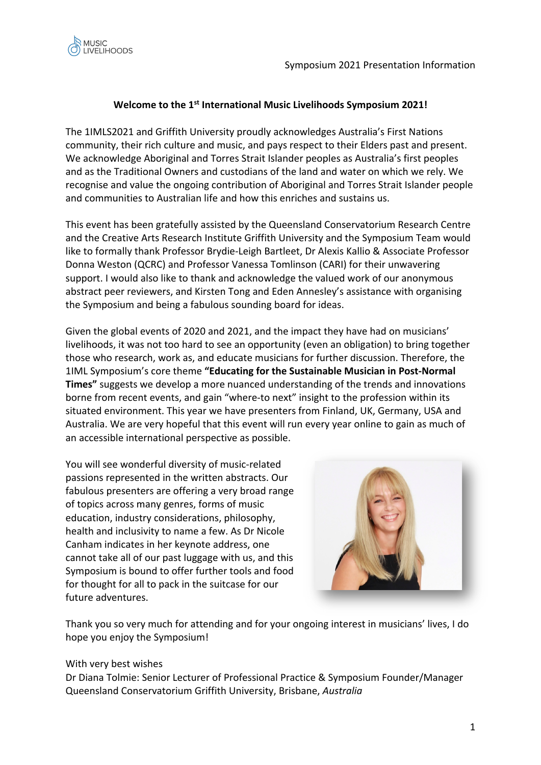Symposium 2021 Presentation Information

**Welcome to the 1st International Music Livelihoods Symposium 2021!**

The 1IMLS2021 and Griffith University proudly acknowledges Australia's First Nations community, their rich culture and music, and pays respect to their Elders past and present. We acknowledge Aboriginal and Torres Strait Islander peoples as Australia's first peoples and as the Traditional Owners and custodians of the land and water on which we rely. We recognise and value the ongoing contribution of Aboriginal and Torres Strait Islander people and communities to Australian life and how this enriches and sustains us.

This event has been gratefully assisted by the Queensland Conservatorium Research Centre and the Creative Arts Research Institute Griffith University and the Symposium Team would like to formally thank Professor Brydie-Leigh Bartleet, Dr Alexis Kallio & Associate Professor Donna Weston (QCRC) and Professor Vanessa Tomlinson (CARI) for their unwavering support. I would also like to thank and acknowledge the valued work of our anonymous abstract peer reviewers, and Kirsten Tong and Eden Annesley's assistance with organising the Symposium and being a fabulous sounding board for ideas.

Given the global events of 2020 and 2021, and the impact they have had on musicians' livelihoods, it was not too hard to see an opportunity (even an obligation) to bring together those who research, work as, and educate musicians for further discussion. Therefore, the 1IML Symposium's core theme **"Educating for the Sustainable Musician in Post-Normal Times"** suggests we develop a more nuanced understanding of the trends and innovations borne from recent events, and gain "where-to next" insight to the profession within its situated environment. This year we have presenters from Finland, UK, Germany, USA and Australia. We are very hopeful that this event will run every year online to gain as much of an accessible international perspective as possible.

You will see wonderful diversity of music-related passions represented in the written abstracts. Our fabulous presenters are offering a very broad range of topics across many genres, forms of music education, industry considerations, philosophy, health and inclusivity to name a few. As Dr Nicole Canham indicates in her keynote address, one cannot take all of our past luggage with us, and this Symposium is bound to offer further tools and food for thought for all to pack in the suitcase for our future adventures.

Thank you so very much for attending and for your ongoing interest in musicians' lives, I do hope you enjoy the Symposium!

With very best wishes
Dr Diana Tolmie: Senior Lecturer of Professional Practice & Symposium Founder/Manager
Queensland Conservatorium Griffith University, Brisbane, *Australia*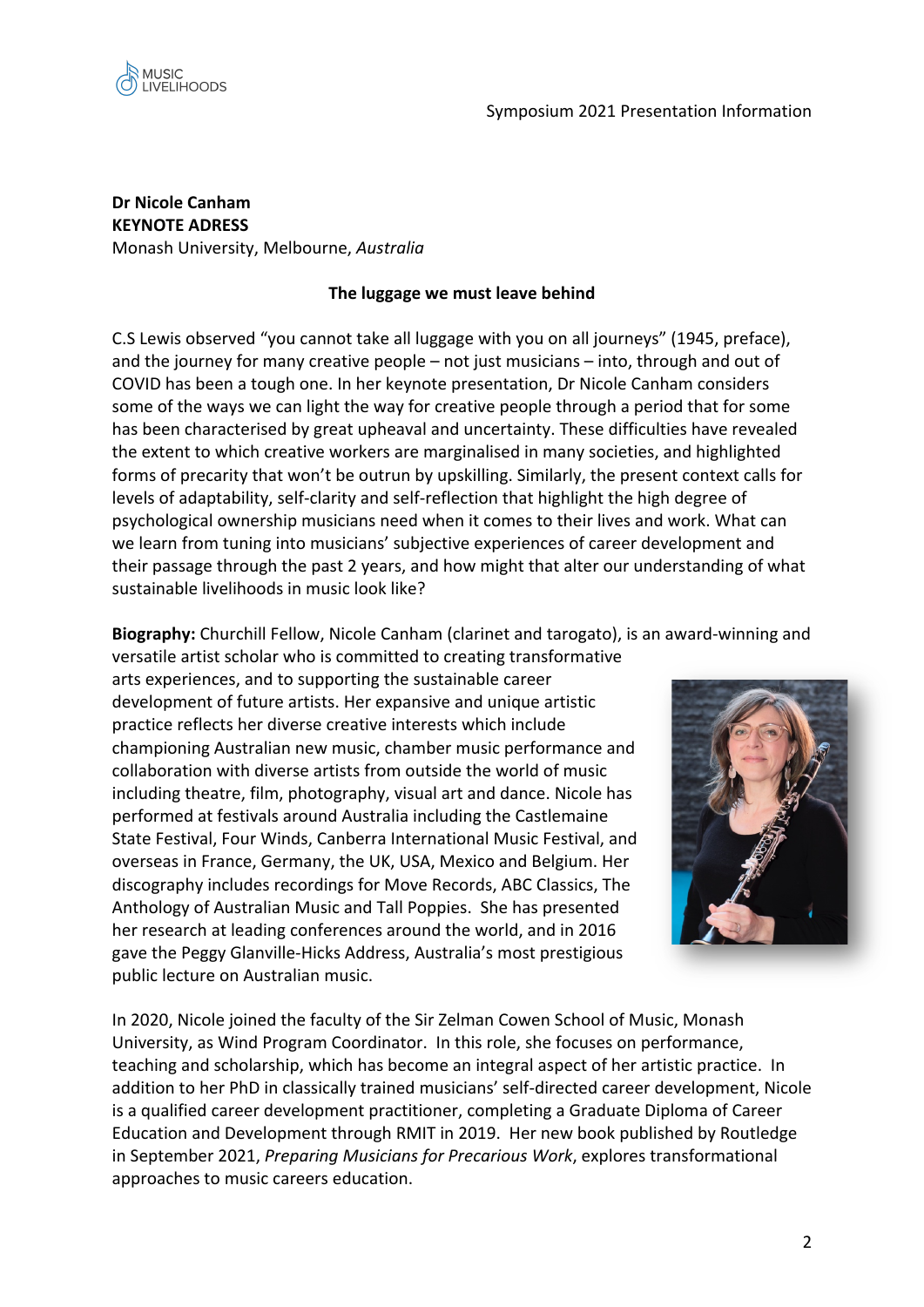**Dr Nicole Canham**
**KEYNOTE ADRESS**
Monash University, Melbourne, *Australia*

**The luggage we must leave behind**

C.S Lewis observed "you cannot take all luggage with you on all journeys" (1945, preface), and the journey for many creative people – not just musicians – into, through and out of COVID has been a tough one. In her keynote presentation, Dr Nicole Canham considers some of the ways we can light the way for creative people through a period that for some has been characterised by great upheaval and uncertainty. These difficulties have revealed the extent to which creative workers are marginalised in many societies, and highlighted forms of precarity that won't be outrun by upskilling. Similarly, the present context calls for levels of adaptability, self-clarity and self-reflection that highlight the high degree of psychological ownership musicians need when it comes to their lives and work. What can we learn from tuning into musicians' subjective experiences of career development and their passage through the past 2 years, and how might that alter our understanding of what sustainable livelihoods in music look like?

**Biography:** Churchill Fellow, Nicole Canham (clarinet and tarogato), is an award-winning and versatile artist scholar who is committed to creating transformative arts experiences, and to supporting the sustainable career development of future artists. Her expansive and unique artistic practice reflects her diverse creative interests which include championing Australian new music, chamber music performance and collaboration with diverse artists from outside the world of music including theatre, film, photography, visual art and dance. Nicole has performed at festivals around Australia including the Castlemaine State Festival, Four Winds, Canberra International Music Festival, and overseas in France, Germany, the UK, USA, Mexico and Belgium. Her discography includes recordings for Move Records, ABC Classics, The Anthology of Australian Music and Tall Poppies. She has presented her research at leading conferences around the world, and in 2016 gave the Peggy Glanville-Hicks Address, Australia's most prestigious public lecture on Australian music.

In 2020, Nicole joined the faculty of the Sir Zelman Cowen School of Music, Monash University, as Wind Program Coordinator. In this role, she focuses on performance, teaching and scholarship, which has become an integral aspect of her artistic practice. In addition to her PhD in classically trained musicians' self-directed career development, Nicole is a qualified career development practitioner, completing a Graduate Diploma of Career Education and Development through RMIT in 2019. Her new book published by Routledge in September 2021, *Preparing Musicians for Precarious Work*, explores transformational approaches to music careers education.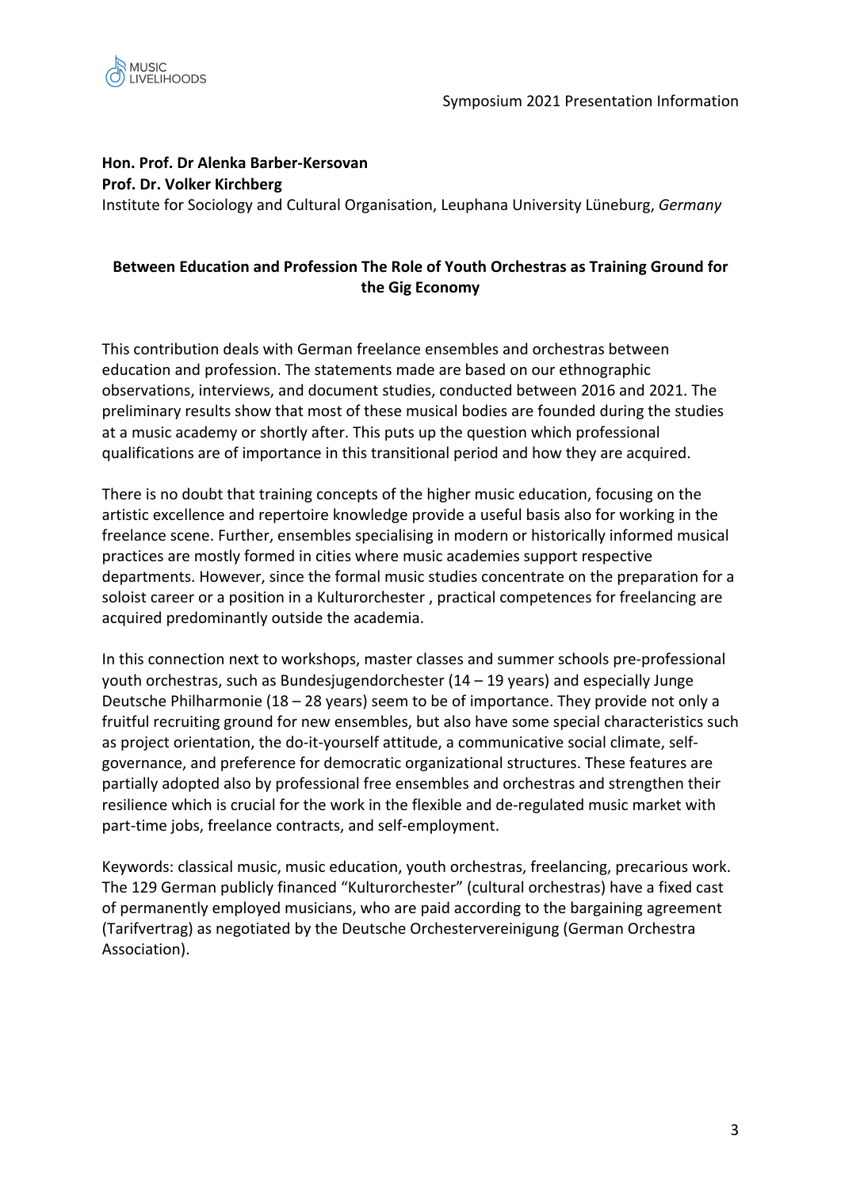**Hon. Prof. Dr Alenka Barber-Kersovan**
**Prof. Dr. Volker Kirchberg**
Institute for Sociology and Cultural Organisation, Leuphana University Lüneburg, *Germany*

### Between Education and Profession The Role of Youth Orchestras as Training Ground for the Gig Economy

This contribution deals with German freelance ensembles and orchestras between education and profession. The statements made are based on our ethnographic observations, interviews, and document studies, conducted between 2016 and 2021. The preliminary results show that most of these musical bodies are founded during the studies at a music academy or shortly after. This puts up the question which professional qualifications are of importance in this transitional period and how they are acquired.

There is no doubt that training concepts of the higher music education, focusing on the artistic excellence and repertoire knowledge provide a useful basis also for working in the freelance scene. Further, ensembles specialising in modern or historically informed musical practices are mostly formed in cities where music academies support respective departments. However, since the formal music studies concentrate on the preparation for a soloist career or a position in a Kulturorchester , practical competences for freelancing are acquired predominantly outside the academia.

In this connection next to workshops, master classes and summer schools pre-professional youth orchestras, such as Bundesjugendorchester (14 – 19 years) and especially Junge Deutsche Philharmonie (18 – 28 years) seem to be of importance. They provide not only a fruitful recruiting ground for new ensembles, but also have some special characteristics such as project orientation, the do-it-yourself attitude, a communicative social climate, self-governance, and preference for democratic organizational structures. These features are partially adopted also by professional free ensembles and orchestras and strengthen their resilience which is crucial for the work in the flexible and de-regulated music market with part-time jobs, freelance contracts, and self-employment.

Keywords: classical music, music education, youth orchestras, freelancing, precarious work.
The 129 German publicly financed "Kulturorchester" (cultural orchestras) have a fixed cast of permanently employed musicians, who are paid according to the bargaining agreement (Tarifvertrag) as negotiated by the Deutsche Orchestervereinigung (German Orchestra Association).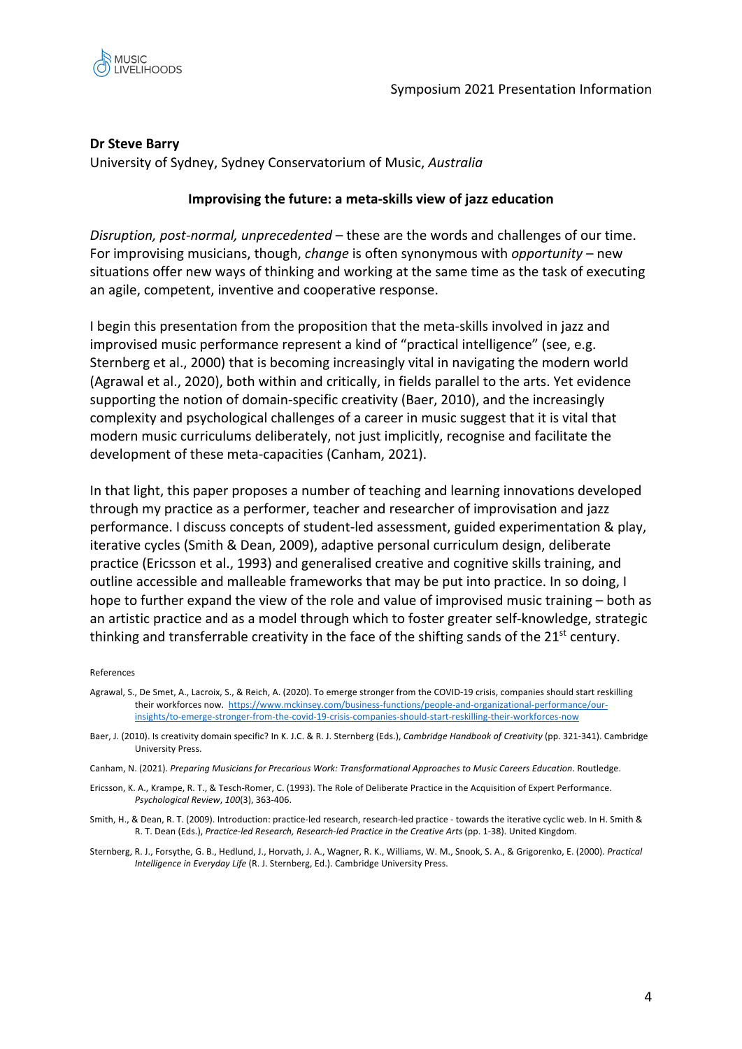**Dr Steve Barry**

University of Sydney, Sydney Conservatorium of Music, *Australia*

**Improvising the future: a meta-skills view of jazz education**

*Disruption, post-normal, unprecedented* – these are the words and challenges of our time. For improvising musicians, though, *change* is often synonymous with *opportunity* – new situations offer new ways of thinking and working at the same time as the task of executing an agile, competent, inventive and cooperative response.

I begin this presentation from the proposition that the meta-skills involved in jazz and improvised music performance represent a kind of "practical intelligence" (see, e.g. Sternberg et al., 2000) that is becoming increasingly vital in navigating the modern world (Agrawal et al., 2020), both within and critically, in fields parallel to the arts. Yet evidence supporting the notion of domain-specific creativity (Baer, 2010), and the increasingly complexity and psychological challenges of a career in music suggest that it is vital that modern music curriculums deliberately, not just implicitly, recognise and facilitate the development of these meta-capacities (Canham, 2021).

In that light, this paper proposes a number of teaching and learning innovations developed through my practice as a performer, teacher and researcher of improvisation and jazz performance. I discuss concepts of student-led assessment, guided experimentation & play, iterative cycles (Smith & Dean, 2009), adaptive personal curriculum design, deliberate practice (Ericsson et al., 1993) and generalised creative and cognitive skills training, and outline accessible and malleable frameworks that may be put into practice. In so doing, I hope to further expand the view of the role and value of improvised music training – both as an artistic practice and as a model through which to foster greater self-knowledge, strategic thinking and transferrable creativity in the face of the shifting sands of the 21st century.

References

Agrawal, S., De Smet, A., Lacroix, S., & Reich, A. (2020). To emerge stronger from the COVID-19 crisis, companies should start reskilling their workforces now. https://www.mckinsey.com/business-functions/people-and-organizational-performance/our-insights/to-emerge-stronger-from-the-covid-19-crisis-companies-should-start-reskilling-their-workforces-now

Baer, J. (2010). Is creativity domain specific? In K. J.C. & R. J. Sternberg (Eds.), *Cambridge Handbook of Creativity* (pp. 321-341). Cambridge University Press.

Canham, N. (2021). *Preparing Musicians for Precarious Work: Transformational Approaches to Music Careers Education*. Routledge.

Ericsson, K. A., Krampe, R. T., & Tesch-Romer, C. (1993). The Role of Deliberate Practice in the Acquisition of Expert Performance. *Psychological Review*, *100*(3), 363-406.

Smith, H., & Dean, R. T. (2009). Introduction: practice-led research, research-led practice - towards the iterative cyclic web. In H. Smith & R. T. Dean (Eds.), *Practice-led Research, Research-led Practice in the Creative Arts* (pp. 1-38). United Kingdom.

Sternberg, R. J., Forsythe, G. B., Hedlund, J., Horvath, J. A., Wagner, R. K., Williams, W. M., Snook, S. A., & Grigorenko, E. (2000). *Practical Intelligence in Everyday Life* (R. J. Sternberg, Ed.). Cambridge University Press.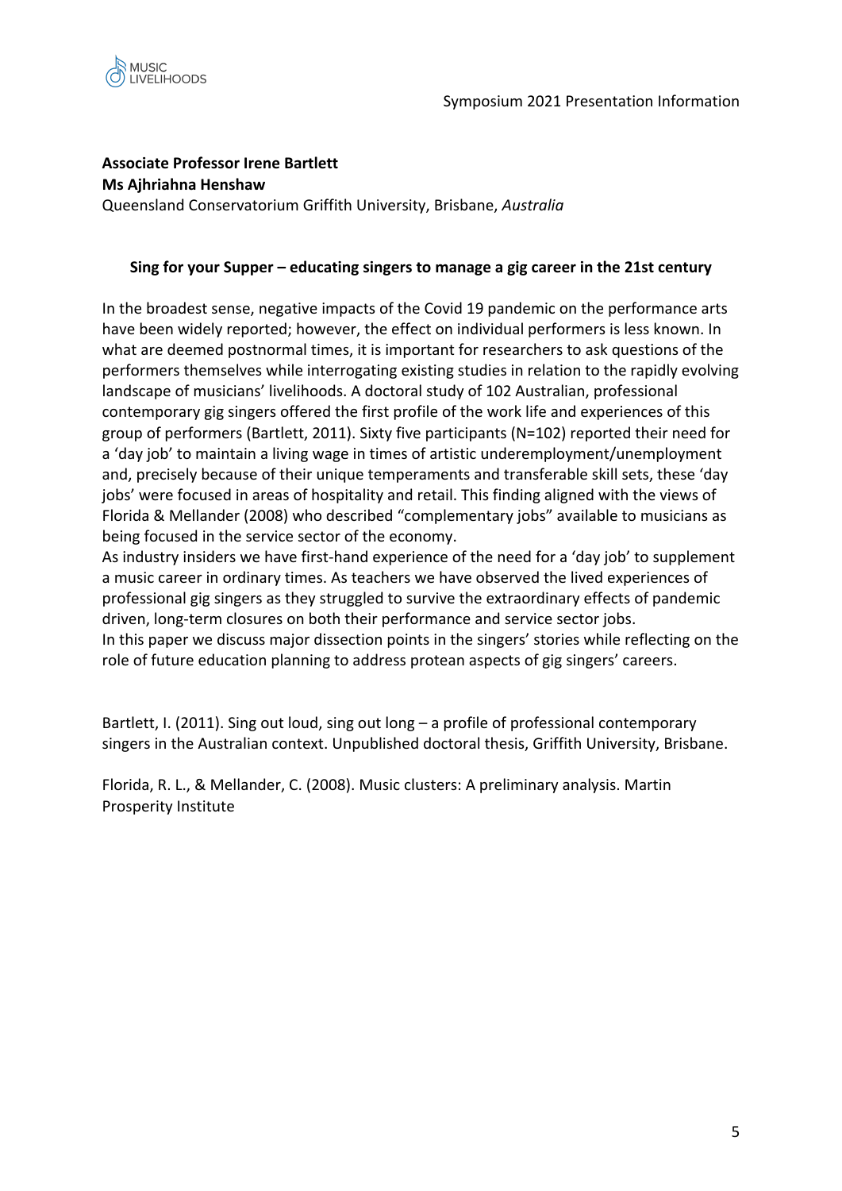**Associate Professor Irene Bartlett**
**Ms Ajhriahna Henshaw**
Queensland Conservatorium Griffith University, Brisbane, *Australia*

**Sing for your Supper – educating singers to manage a gig career in the 21st century**

In the broadest sense, negative impacts of the Covid 19 pandemic on the performance arts have been widely reported; however, the effect on individual performers is less known. In what are deemed postnormal times, it is important for researchers to ask questions of the performers themselves while interrogating existing studies in relation to the rapidly evolving landscape of musicians' livelihoods. A doctoral study of 102 Australian, professional contemporary gig singers offered the first profile of the work life and experiences of this group of performers (Bartlett, 2011). Sixty five participants (N=102) reported their need for a 'day job' to maintain a living wage in times of artistic underemployment/unemployment and, precisely because of their unique temperaments and transferable skill sets, these 'day jobs' were focused in areas of hospitality and retail. This finding aligned with the views of Florida & Mellander (2008) who described "complementary jobs" available to musicians as being focused in the service sector of the economy.
As industry insiders we have first-hand experience of the need for a 'day job' to supplement a music career in ordinary times. As teachers we have observed the lived experiences of professional gig singers as they struggled to survive the extraordinary effects of pandemic driven, long-term closures on both their performance and service sector jobs.
In this paper we discuss major dissection points in the singers' stories while reflecting on the role of future education planning to address protean aspects of gig singers' careers.

Bartlett, I. (2011). Sing out loud, sing out long – a profile of professional contemporary singers in the Australian context. Unpublished doctoral thesis, Griffith University, Brisbane.

Florida, R. L., & Mellander, C. (2008). Music clusters: A preliminary analysis. Martin Prosperity Institute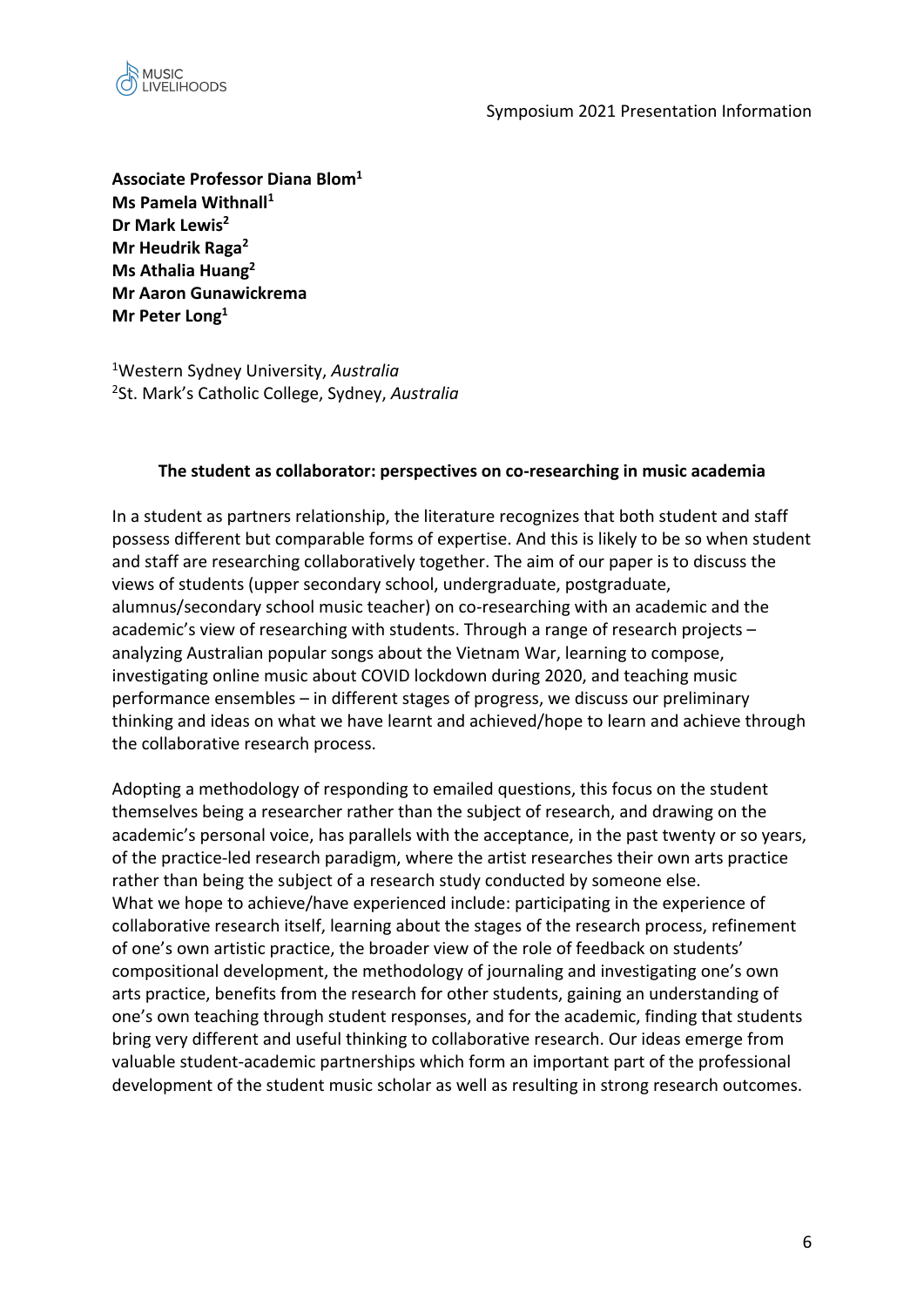**Associate Professor Diana Blom**[1]
**Ms Pamela Withnall**[1]
**Dr Mark Lewis**[2]
**Mr Heudrik Raga**[2]
**Ms Athalia Huang**[2]
**Mr Aaron Gunawickrema**
**Mr Peter Long**[1]

[1]Western Sydney University, *Australia*
[2]St. Mark's Catholic College, Sydney, *Australia*

**The student as collaborator: perspectives on co-researching in music academia**

In a student as partners relationship, the literature recognizes that both student and staff possess different but comparable forms of expertise. And this is likely to be so when student and staff are researching collaboratively together. The aim of our paper is to discuss the views of students (upper secondary school, undergraduate, postgraduate, alumnus/secondary school music teacher) on co-researching with an academic and the academic's view of researching with students. Through a range of research projects – analyzing Australian popular songs about the Vietnam War, learning to compose, investigating online music about COVID lockdown during 2020, and teaching music performance ensembles – in different stages of progress, we discuss our preliminary thinking and ideas on what we have learnt and achieved/hope to learn and achieve through the collaborative research process.

Adopting a methodology of responding to emailed questions, this focus on the student themselves being a researcher rather than the subject of research, and drawing on the academic's personal voice, has parallels with the acceptance, in the past twenty or so years, of the practice-led research paradigm, where the artist researches their own arts practice rather than being the subject of a research study conducted by someone else.
What we hope to achieve/have experienced include: participating in the experience of collaborative research itself, learning about the stages of the research process, refinement of one's own artistic practice, the broader view of the role of feedback on students' compositional development, the methodology of journaling and investigating one's own arts practice, benefits from the research for other students, gaining an understanding of one's own teaching through student responses, and for the academic, finding that students bring very different and useful thinking to collaborative research. Our ideas emerge from valuable student-academic partnerships which form an important part of the professional development of the student music scholar as well as resulting in strong research outcomes.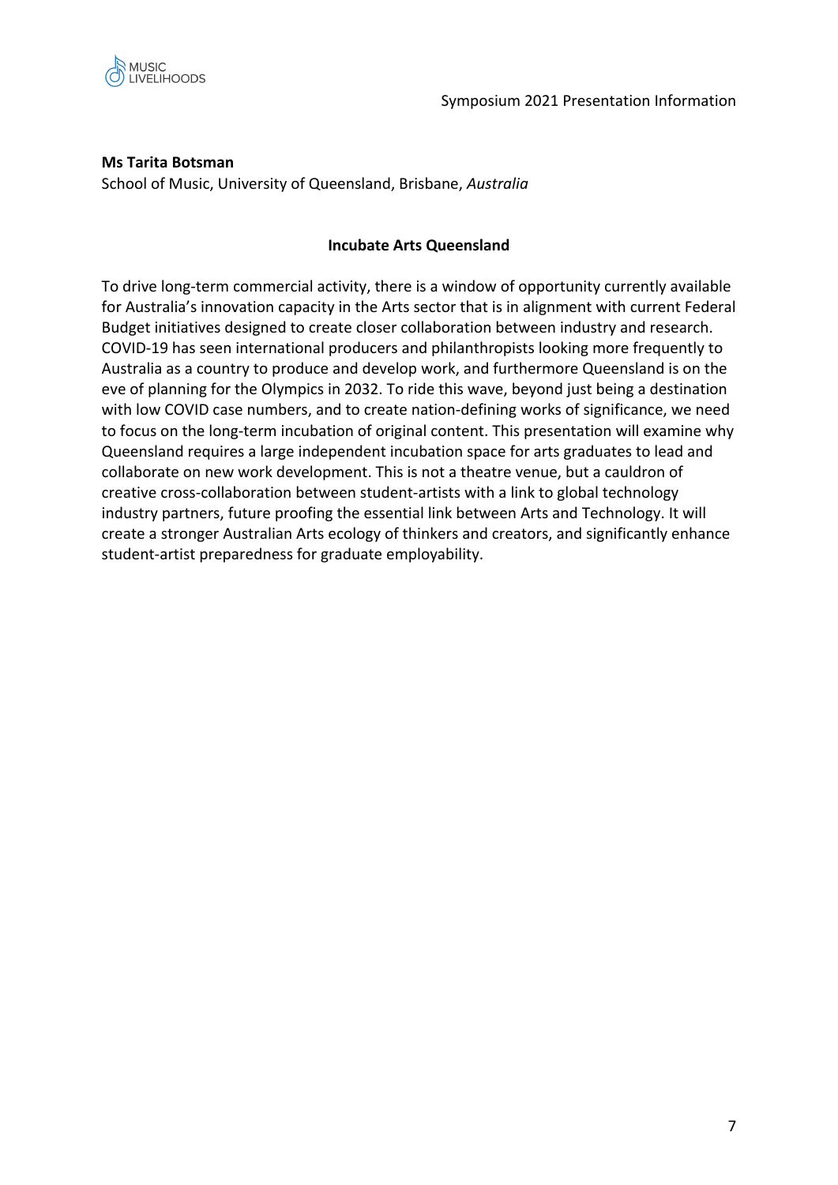**Ms Tarita Botsman**

School of Music, University of Queensland, Brisbane, *Australia*

## Incubate Arts Queensland

To drive long-term commercial activity, there is a window of opportunity currently available for Australia's innovation capacity in the Arts sector that is in alignment with current Federal Budget initiatives designed to create closer collaboration between industry and research. COVID-19 has seen international producers and philanthropists looking more frequently to Australia as a country to produce and develop work, and furthermore Queensland is on the eve of planning for the Olympics in 2032. To ride this wave, beyond just being a destination with low COVID case numbers, and to create nation-defining works of significance, we need to focus on the long-term incubation of original content. This presentation will examine why Queensland requires a large independent incubation space for arts graduates to lead and collaborate on new work development. This is not a theatre venue, but a cauldron of creative cross-collaboration between student-artists with a link to global technology industry partners, future proofing the essential link between Arts and Technology. It will create a stronger Australian Arts ecology of thinkers and creators, and significantly enhance student-artist preparedness for graduate employability.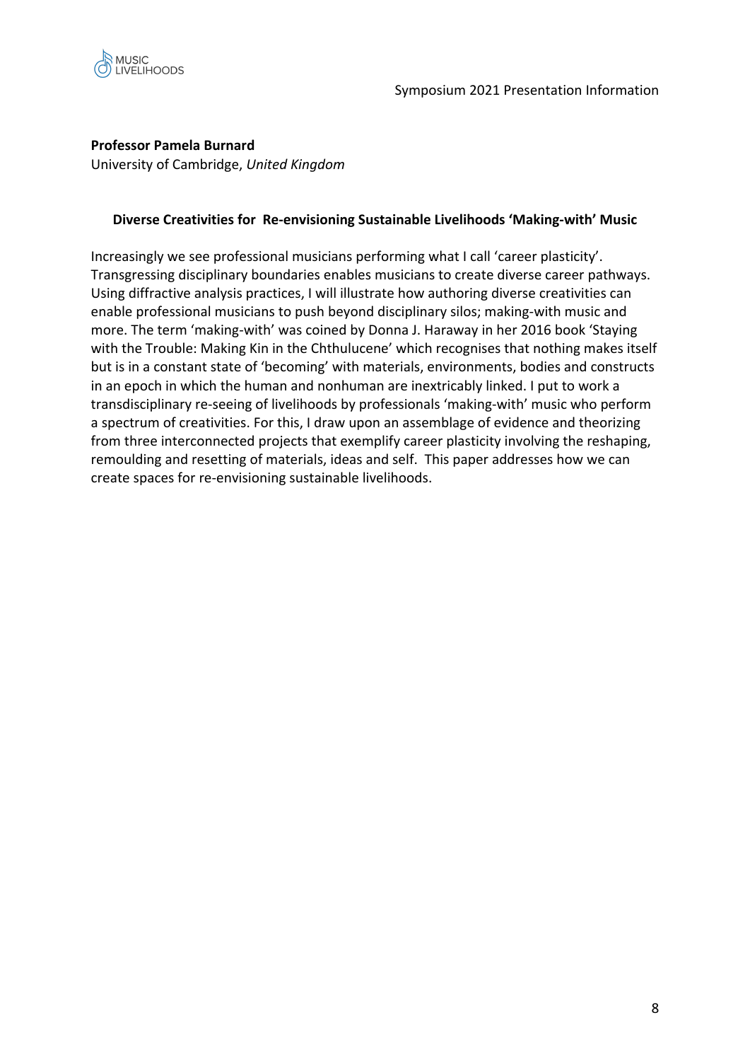**Professor Pamela Burnard**
University of Cambridge, *United Kingdom*

**Diverse Creativities for Re-envisioning Sustainable Livelihoods 'Making-with' Music**

Increasingly we see professional musicians performing what I call 'career plasticity'. Transgressing disciplinary boundaries enables musicians to create diverse career pathways. Using diffractive analysis practices, I will illustrate how authoring diverse creativities can enable professional musicians to push beyond disciplinary silos; making-with music and more. The term 'making-with' was coined by Donna J. Haraway in her 2016 book 'Staying with the Trouble: Making Kin in the Chthulucene' which recognises that nothing makes itself but is in a constant state of 'becoming' with materials, environments, bodies and constructs in an epoch in which the human and nonhuman are inextricably linked. I put to work a transdisciplinary re-seeing of livelihoods by professionals 'making-with' music who perform a spectrum of creativities. For this, I draw upon an assemblage of evidence and theorizing from three interconnected projects that exemplify career plasticity involving the reshaping, remoulding and resetting of materials, ideas and self. This paper addresses how we can create spaces for re-envisioning sustainable livelihoods.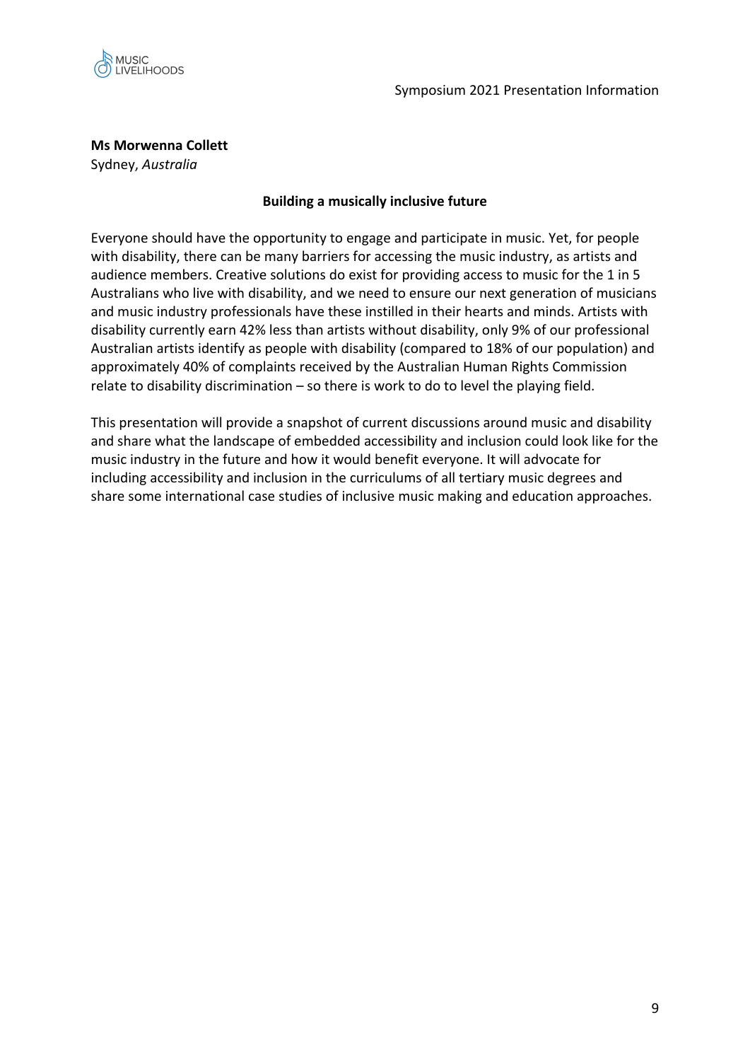**Ms Morwenna Collett**
Sydney, *Australia*

### Building a musically inclusive future

Everyone should have the opportunity to engage and participate in music. Yet, for people with disability, there can be many barriers for accessing the music industry, as artists and audience members. Creative solutions do exist for providing access to music for the 1 in 5 Australians who live with disability, and we need to ensure our next generation of musicians and music industry professionals have these instilled in their hearts and minds. Artists with disability currently earn 42% less than artists without disability, only 9% of our professional Australian artists identify as people with disability (compared to 18% of our population) and approximately 40% of complaints received by the Australian Human Rights Commission relate to disability discrimination – so there is work to do to level the playing field.

This presentation will provide a snapshot of current discussions around music and disability and share what the landscape of embedded accessibility and inclusion could look like for the music industry in the future and how it would benefit everyone. It will advocate for including accessibility and inclusion in the curriculums of all tertiary music degrees and share some international case studies of inclusive music making and education approaches.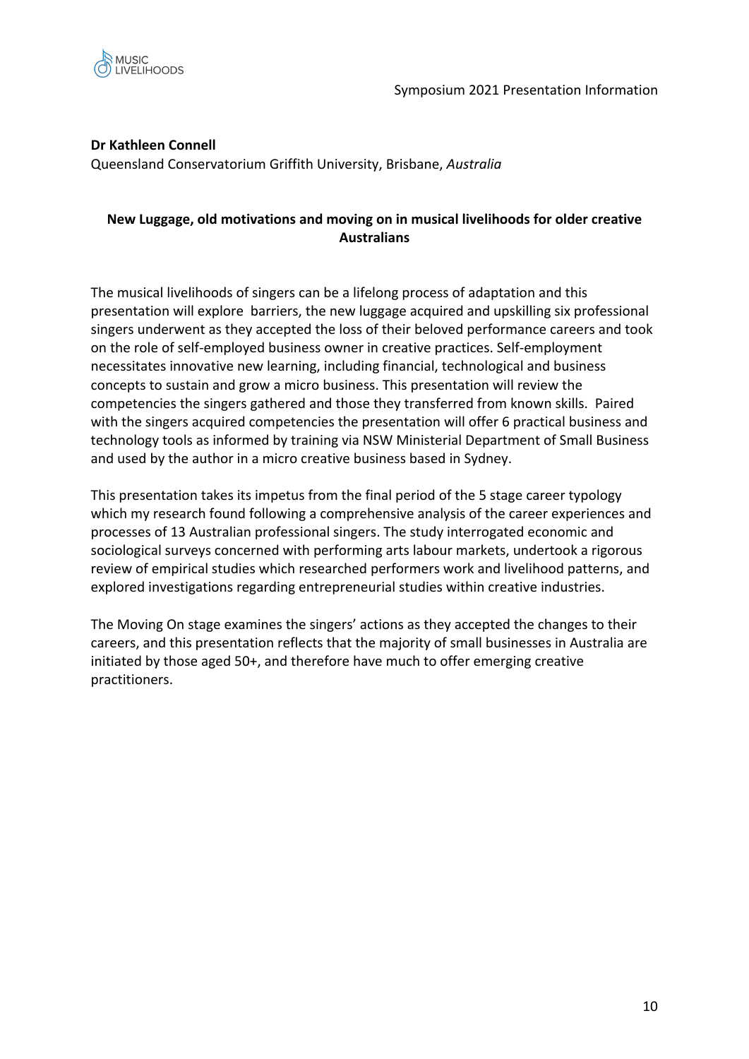**Dr Kathleen Connell**
Queensland Conservatorium Griffith University, Brisbane, *Australia*

**New Luggage, old motivations and moving on in musical livelihoods for older creative Australians**

The musical livelihoods of singers can be a lifelong process of adaptation and this presentation will explore barriers, the new luggage acquired and upskilling six professional singers underwent as they accepted the loss of their beloved performance careers and took on the role of self-employed business owner in creative practices. Self-employment necessitates innovative new learning, including financial, technological and business concepts to sustain and grow a micro business. This presentation will review the competencies the singers gathered and those they transferred from known skills. Paired with the singers acquired competencies the presentation will offer 6 practical business and technology tools as informed by training via NSW Ministerial Department of Small Business and used by the author in a micro creative business based in Sydney.

This presentation takes its impetus from the final period of the 5 stage career typology which my research found following a comprehensive analysis of the career experiences and processes of 13 Australian professional singers. The study interrogated economic and sociological surveys concerned with performing arts labour markets, undertook a rigorous review of empirical studies which researched performers work and livelihood patterns, and explored investigations regarding entrepreneurial studies within creative industries.

The Moving On stage examines the singers' actions as they accepted the changes to their careers, and this presentation reflects that the majority of small businesses in Australia are initiated by those aged 50+, and therefore have much to offer emerging creative practitioners.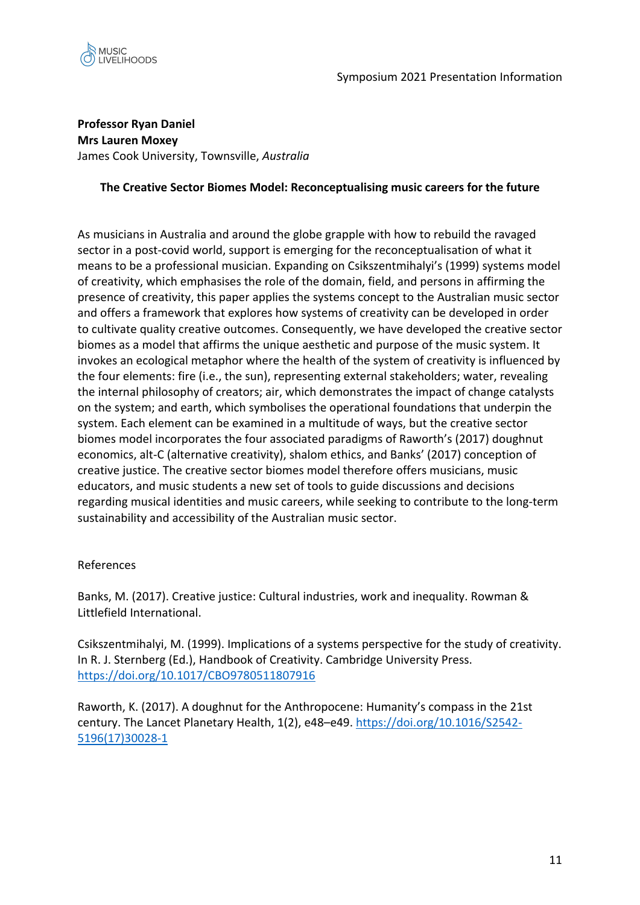**Professor Ryan Daniel**
**Mrs Lauren Moxey**
James Cook University, Townsville, *Australia*

**The Creative Sector Biomes Model: Reconceptualising music careers for the future**

As musicians in Australia and around the globe grapple with how to rebuild the ravaged sector in a post-covid world, support is emerging for the reconceptualisation of what it means to be a professional musician. Expanding on Csikszentmihalyi's (1999) systems model of creativity, which emphasises the role of the domain, field, and persons in affirming the presence of creativity, this paper applies the systems concept to the Australian music sector and offers a framework that explores how systems of creativity can be developed in order to cultivate quality creative outcomes. Consequently, we have developed the creative sector biomes as a model that affirms the unique aesthetic and purpose of the music system. It invokes an ecological metaphor where the health of the system of creativity is influenced by the four elements: fire (i.e., the sun), representing external stakeholders; water, revealing the internal philosophy of creators; air, which demonstrates the impact of change catalysts on the system; and earth, which symbolises the operational foundations that underpin the system. Each element can be examined in a multitude of ways, but the creative sector biomes model incorporates the four associated paradigms of Raworth's (2017) doughnut economics, alt-C (alternative creativity), shalom ethics, and Banks' (2017) conception of creative justice. The creative sector biomes model therefore offers musicians, music educators, and music students a new set of tools to guide discussions and decisions regarding musical identities and music careers, while seeking to contribute to the long-term sustainability and accessibility of the Australian music sector.

References

Banks, M. (2017). Creative justice: Cultural industries, work and inequality. Rowman & Littlefield International.

Csikszentmihalyi, M. (1999). Implications of a systems perspective for the study of creativity. In R. J. Sternberg (Ed.), Handbook of Creativity. Cambridge University Press. https://doi.org/10.1017/CBO9780511807916

Raworth, K. (2017). A doughnut for the Anthropocene: Humanity's compass in the 21st century. The Lancet Planetary Health, 1(2), e48–e49. https://doi.org/10.1016/S2542-5196(17)30028-1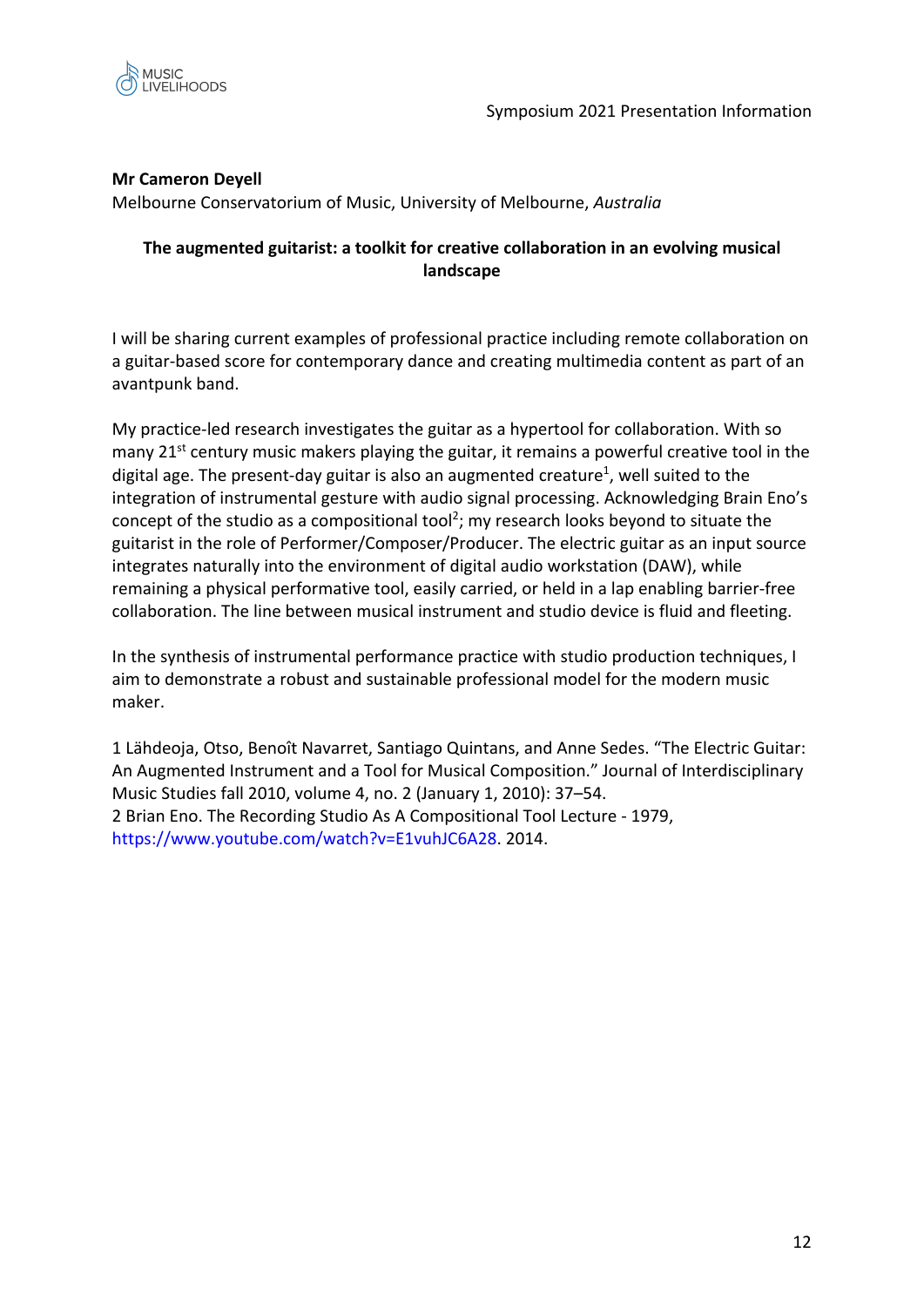**Mr Cameron Deyell**

Melbourne Conservatorium of Music, University of Melbourne, *Australia*

**The augmented guitarist: a toolkit for creative collaboration in an evolving musical landscape**

I will be sharing current examples of professional practice including remote collaboration on a guitar-based score for contemporary dance and creating multimedia content as part of an avantpunk band.

My practice-led research investigates the guitar as a hypertool for collaboration. With so many 21st century music makers playing the guitar, it remains a powerful creative tool in the digital age. The present-day guitar is also an augmented creature[1], well suited to the integration of instrumental gesture with audio signal processing. Acknowledging Brain Eno's concept of the studio as a compositional tool[2]; my research looks beyond to situate the guitarist in the role of Performer/Composer/Producer. The electric guitar as an input source integrates naturally into the environment of digital audio workstation (DAW), while remaining a physical performative tool, easily carried, or held in a lap enabling barrier-free collaboration. The line between musical instrument and studio device is fluid and fleeting.

In the synthesis of instrumental performance practice with studio production techniques, I aim to demonstrate a robust and sustainable professional model for the modern music maker.

1 Lähdeoja, Otso, Benoît Navarret, Santiago Quintans, and Anne Sedes. "The Electric Guitar: An Augmented Instrument and a Tool for Musical Composition." Journal of Interdisciplinary Music Studies fall 2010, volume 4, no. 2 (January 1, 2010): 37–54.
2 Brian Eno. The Recording Studio As A Compositional Tool Lecture - 1979, https://www.youtube.com/watch?v=E1vuhJC6A28. 2014.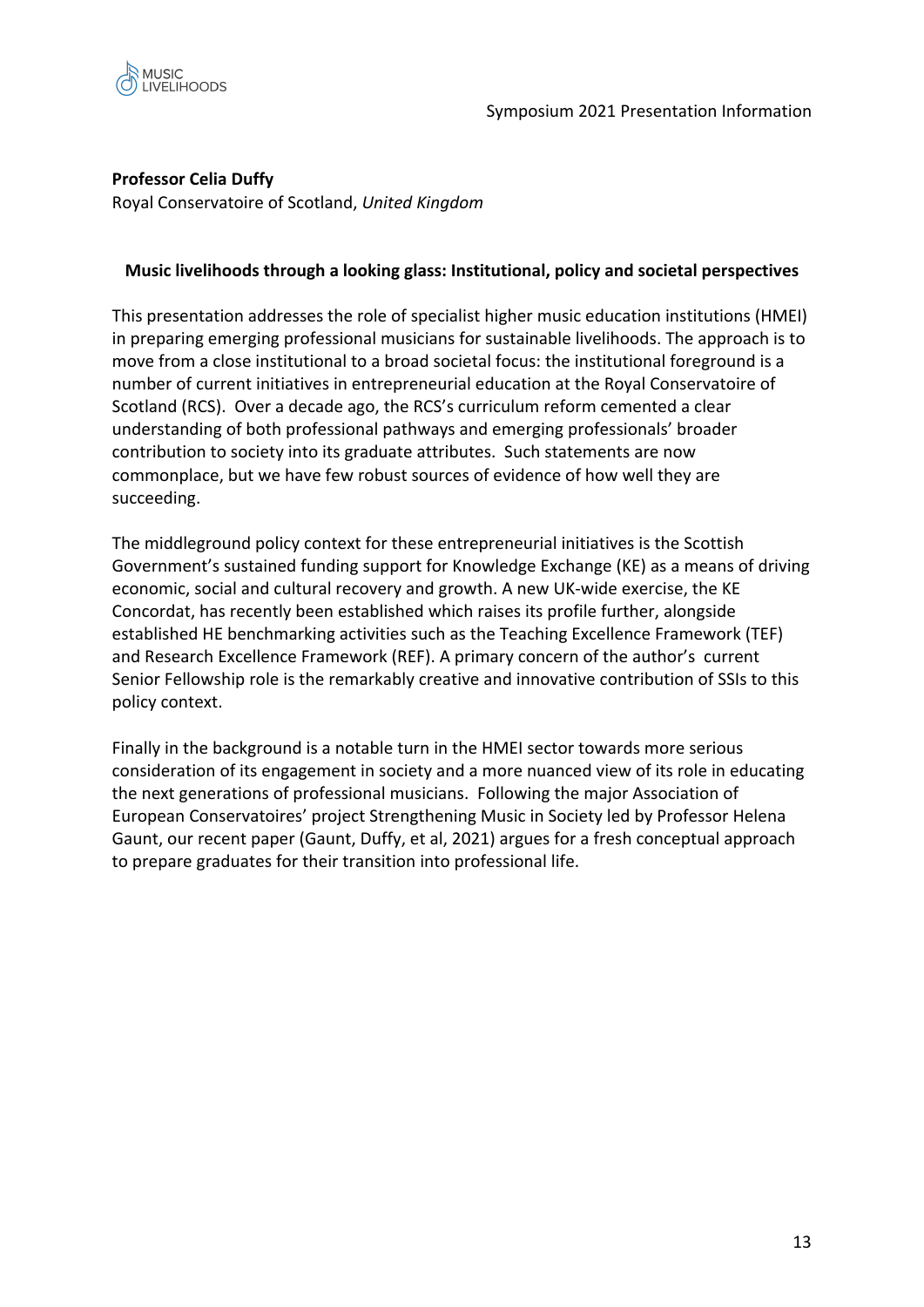**Professor Celia Duffy**
Royal Conservatoire of Scotland, *United Kingdom*

**Music livelihoods through a looking glass: Institutional, policy and societal perspectives**

This presentation addresses the role of specialist higher music education institutions (HMEI) in preparing emerging professional musicians for sustainable livelihoods. The approach is to move from a close institutional to a broad societal focus: the institutional foreground is a number of current initiatives in entrepreneurial education at the Royal Conservatoire of Scotland (RCS). Over a decade ago, the RCS's curriculum reform cemented a clear understanding of both professional pathways and emerging professionals' broader contribution to society into its graduate attributes. Such statements are now commonplace, but we have few robust sources of evidence of how well they are succeeding.

The middleground policy context for these entrepreneurial initiatives is the Scottish Government's sustained funding support for Knowledge Exchange (KE) as a means of driving economic, social and cultural recovery and growth. A new UK-wide exercise, the KE Concordat, has recently been established which raises its profile further, alongside established HE benchmarking activities such as the Teaching Excellence Framework (TEF) and Research Excellence Framework (REF). A primary concern of the author's current Senior Fellowship role is the remarkably creative and innovative contribution of SSIs to this policy context.

Finally in the background is a notable turn in the HMEI sector towards more serious consideration of its engagement in society and a more nuanced view of its role in educating the next generations of professional musicians. Following the major Association of European Conservatoires' project Strengthening Music in Society led by Professor Helena Gaunt, our recent paper (Gaunt, Duffy, et al, 2021) argues for a fresh conceptual approach to prepare graduates for their transition into professional life.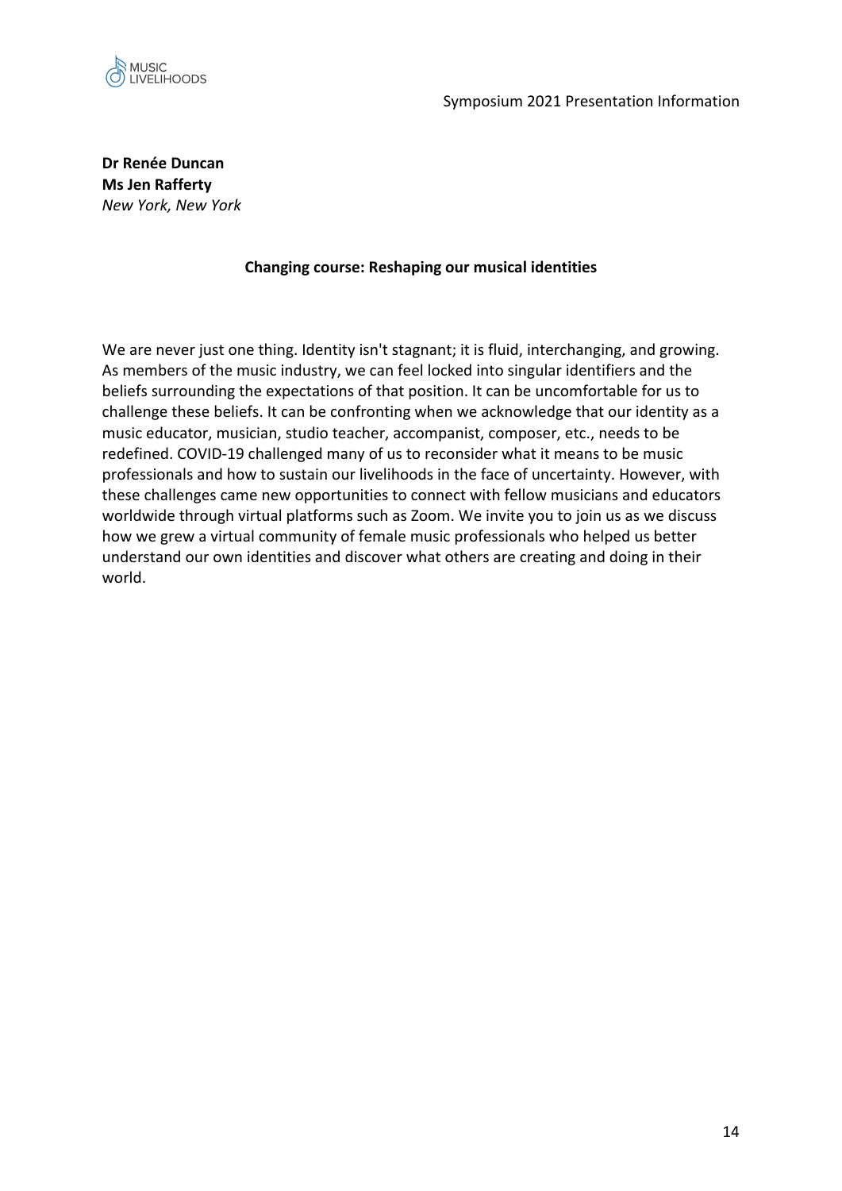**Dr Renée Duncan**
**Ms Jen Rafferty**
*New York, New York*

## Changing course: Reshaping our musical identities

We are never just one thing. Identity isn't stagnant; it is fluid, interchanging, and growing. As members of the music industry, we can feel locked into singular identifiers and the beliefs surrounding the expectations of that position. It can be uncomfortable for us to challenge these beliefs. It can be confronting when we acknowledge that our identity as a music educator, musician, studio teacher, accompanist, composer, etc., needs to be redefined. COVID-19 challenged many of us to reconsider what it means to be music professionals and how to sustain our livelihoods in the face of uncertainty. However, with these challenges came new opportunities to connect with fellow musicians and educators worldwide through virtual platforms such as Zoom. We invite you to join us as we discuss how we grew a virtual community of female music professionals who helped us better understand our own identities and discover what others are creating and doing in their world.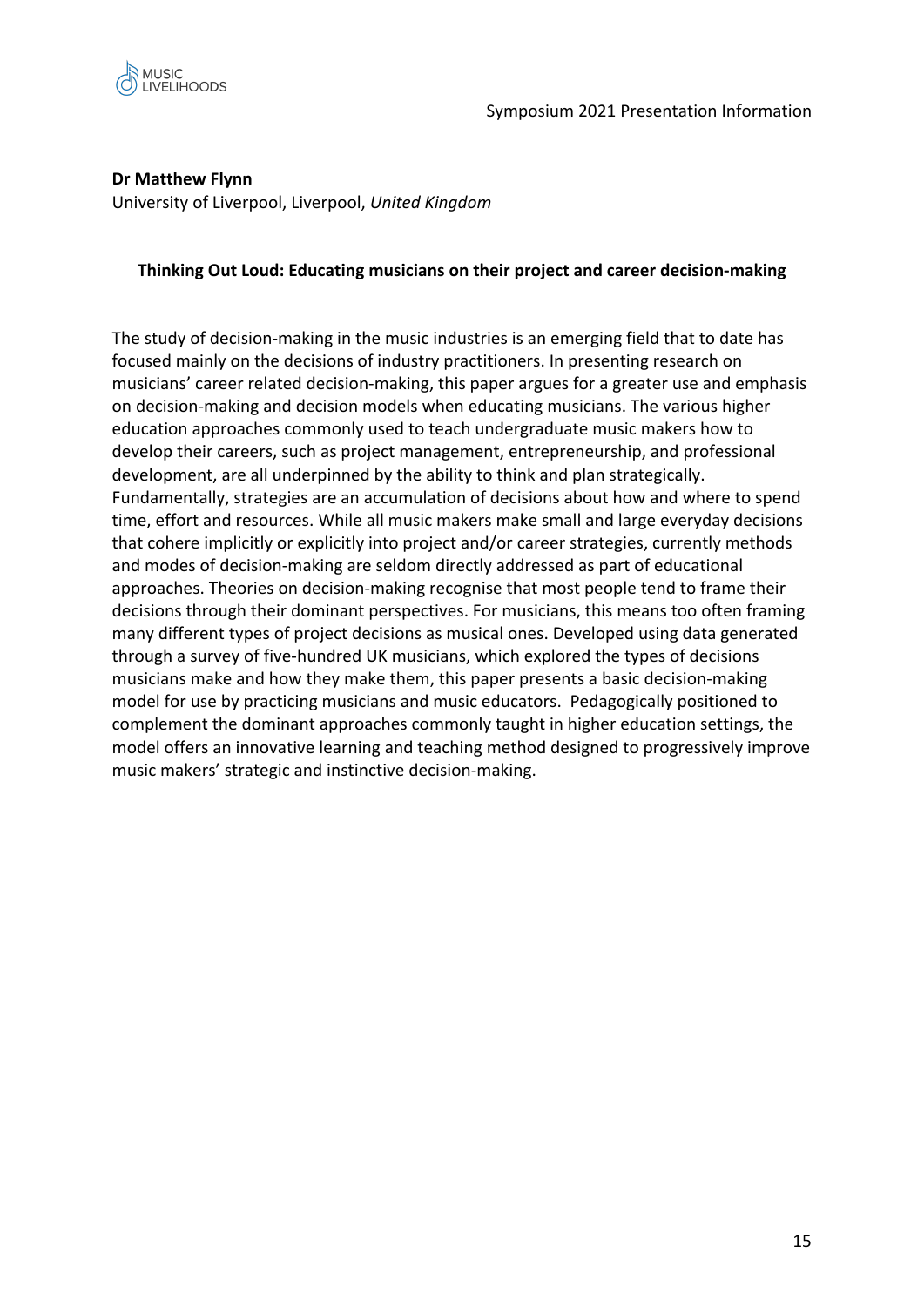**Dr Matthew Flynn**
University of Liverpool, Liverpool, *United Kingdom*

### Thinking Out Loud: Educating musicians on their project and career decision-making

The study of decision-making in the music industries is an emerging field that to date has focused mainly on the decisions of industry practitioners. In presenting research on musicians' career related decision-making, this paper argues for a greater use and emphasis on decision-making and decision models when educating musicians. The various higher education approaches commonly used to teach undergraduate music makers how to develop their careers, such as project management, entrepreneurship, and professional development, are all underpinned by the ability to think and plan strategically. Fundamentally, strategies are an accumulation of decisions about how and where to spend time, effort and resources. While all music makers make small and large everyday decisions that cohere implicitly or explicitly into project and/or career strategies, currently methods and modes of decision-making are seldom directly addressed as part of educational approaches. Theories on decision-making recognise that most people tend to frame their decisions through their dominant perspectives. For musicians, this means too often framing many different types of project decisions as musical ones. Developed using data generated through a survey of five-hundred UK musicians, which explored the types of decisions musicians make and how they make them, this paper presents a basic decision-making model for use by practicing musicians and music educators. Pedagogically positioned to complement the dominant approaches commonly taught in higher education settings, the model offers an innovative learning and teaching method designed to progressively improve music makers' strategic and instinctive decision-making.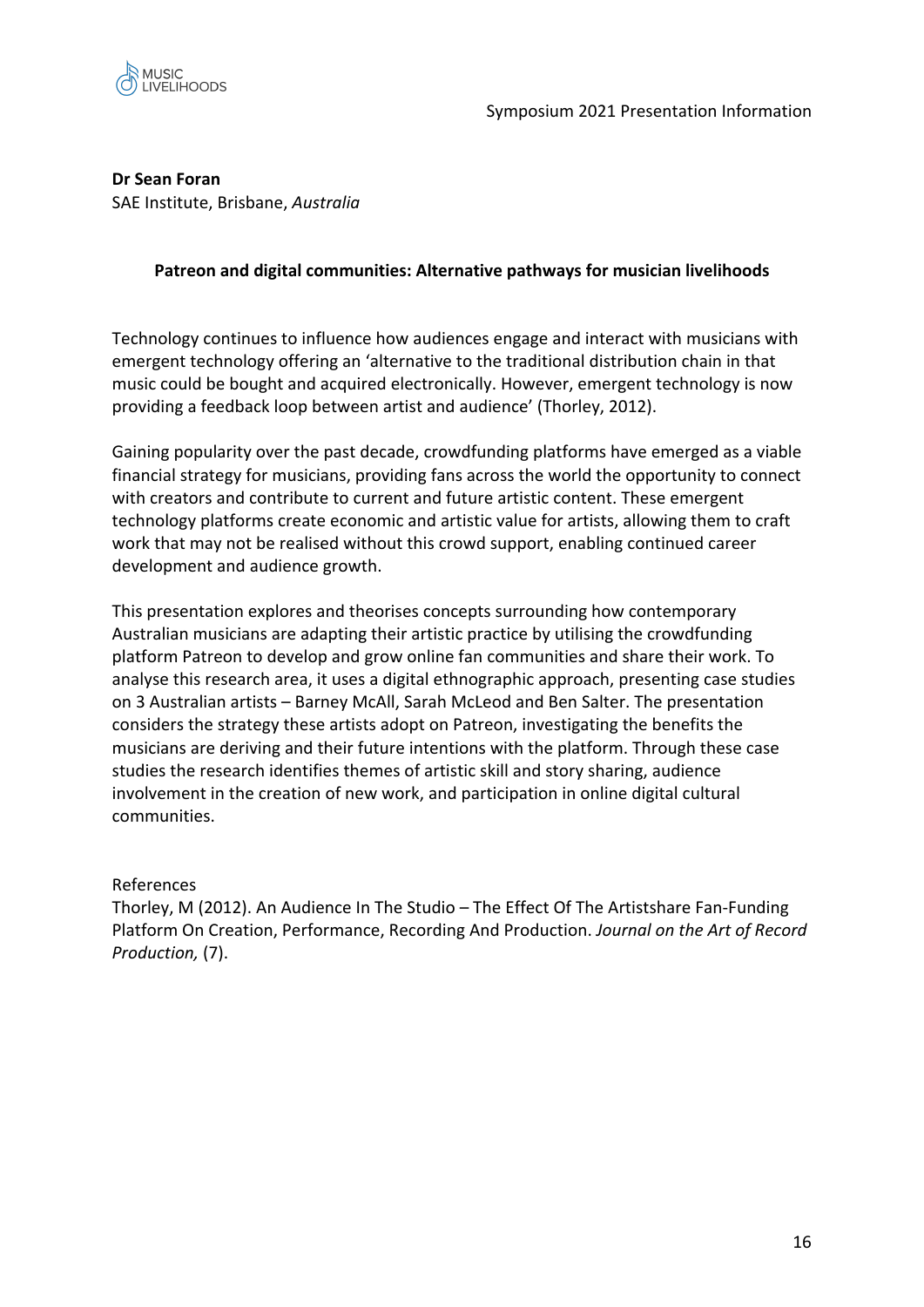**Dr Sean Foran**
SAE Institute, Brisbane, *Australia*

### Patreon and digital communities: Alternative pathways for musician livelihoods

Technology continues to influence how audiences engage and interact with musicians with emergent technology offering an 'alternative to the traditional distribution chain in that music could be bought and acquired electronically. However, emergent technology is now providing a feedback loop between artist and audience' (Thorley, 2012).

Gaining popularity over the past decade, crowdfunding platforms have emerged as a viable financial strategy for musicians, providing fans across the world the opportunity to connect with creators and contribute to current and future artistic content. These emergent technology platforms create economic and artistic value for artists, allowing them to craft work that may not be realised without this crowd support, enabling continued career development and audience growth.

This presentation explores and theorises concepts surrounding how contemporary Australian musicians are adapting their artistic practice by utilising the crowdfunding platform Patreon to develop and grow online fan communities and share their work. To analyse this research area, it uses a digital ethnographic approach, presenting case studies on 3 Australian artists – Barney McAll, Sarah McLeod and Ben Salter. The presentation considers the strategy these artists adopt on Patreon, investigating the benefits the musicians are deriving and their future intentions with the platform. Through these case studies the research identifies themes of artistic skill and story sharing, audience involvement in the creation of new work, and participation in online digital cultural communities.

References
Thorley, M (2012). An Audience In The Studio – The Effect Of The Artistshare Fan-Funding Platform On Creation, Performance, Recording And Production. *Journal on the Art of Record Production,* (7).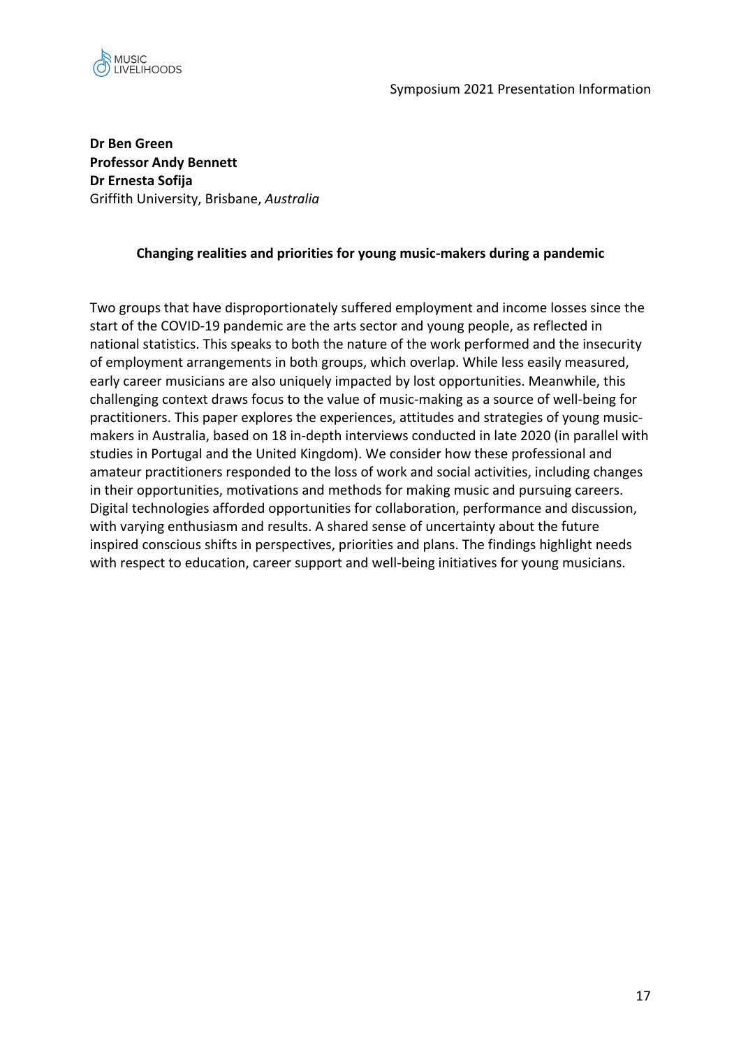**Dr Ben Green**
**Professor Andy Bennett**
**Dr Ernesta Sofija**
Griffith University, Brisbane, *Australia*

### Changing realities and priorities for young music-makers during a pandemic

Two groups that have disproportionately suffered employment and income losses since the start of the COVID-19 pandemic are the arts sector and young people, as reflected in national statistics. This speaks to both the nature of the work performed and the insecurity of employment arrangements in both groups, which overlap. While less easily measured, early career musicians are also uniquely impacted by lost opportunities. Meanwhile, this challenging context draws focus to the value of music-making as a source of well-being for practitioners. This paper explores the experiences, attitudes and strategies of young music-makers in Australia, based on 18 in-depth interviews conducted in late 2020 (in parallel with studies in Portugal and the United Kingdom). We consider how these professional and amateur practitioners responded to the loss of work and social activities, including changes in their opportunities, motivations and methods for making music and pursuing careers. Digital technologies afforded opportunities for collaboration, performance and discussion, with varying enthusiasm and results. A shared sense of uncertainty about the future inspired conscious shifts in perspectives, priorities and plans. The findings highlight needs with respect to education, career support and well-being initiatives for young musicians.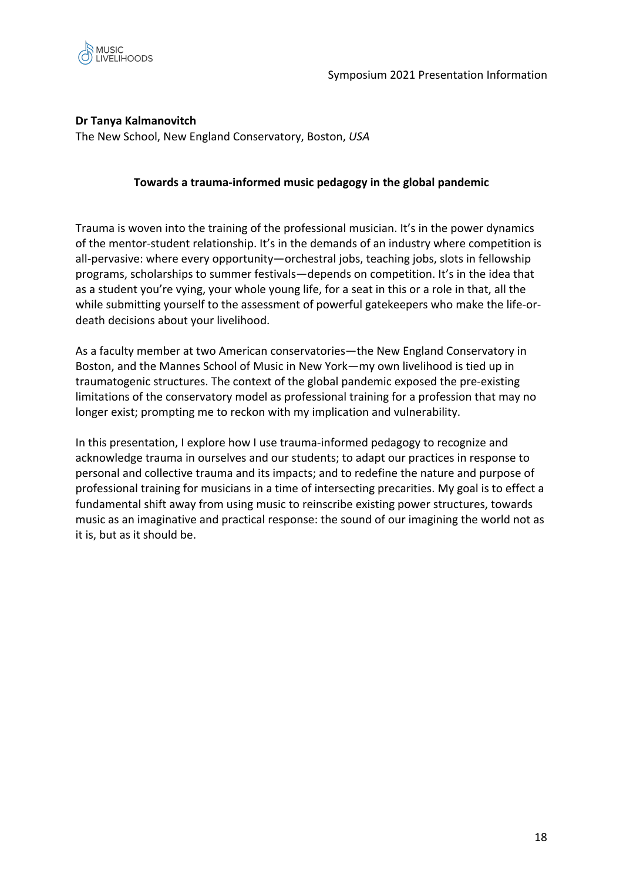**Dr Tanya Kalmanovitch**

The New School, New England Conservatory, Boston, *USA*

### Towards a trauma-informed music pedagogy in the global pandemic

Trauma is woven into the training of the professional musician. It's in the power dynamics of the mentor-student relationship. It's in the demands of an industry where competition is all-pervasive: where every opportunity—orchestral jobs, teaching jobs, slots in fellowship programs, scholarships to summer festivals—depends on competition. It's in the idea that as a student you're vying, your whole young life, for a seat in this or a role in that, all the while submitting yourself to the assessment of powerful gatekeepers who make the life-or-death decisions about your livelihood.

As a faculty member at two American conservatories—the New England Conservatory in Boston, and the Mannes School of Music in New York—my own livelihood is tied up in traumatogenic structures. The context of the global pandemic exposed the pre-existing limitations of the conservatory model as professional training for a profession that may no longer exist; prompting me to reckon with my implication and vulnerability.

In this presentation, I explore how I use trauma-informed pedagogy to recognize and acknowledge trauma in ourselves and our students; to adapt our practices in response to personal and collective trauma and its impacts; and to redefine the nature and purpose of professional training for musicians in a time of intersecting precarities. My goal is to effect a fundamental shift away from using music to reinscribe existing power structures, towards music as an imaginative and practical response: the sound of our imagining the world not as it is, but as it should be.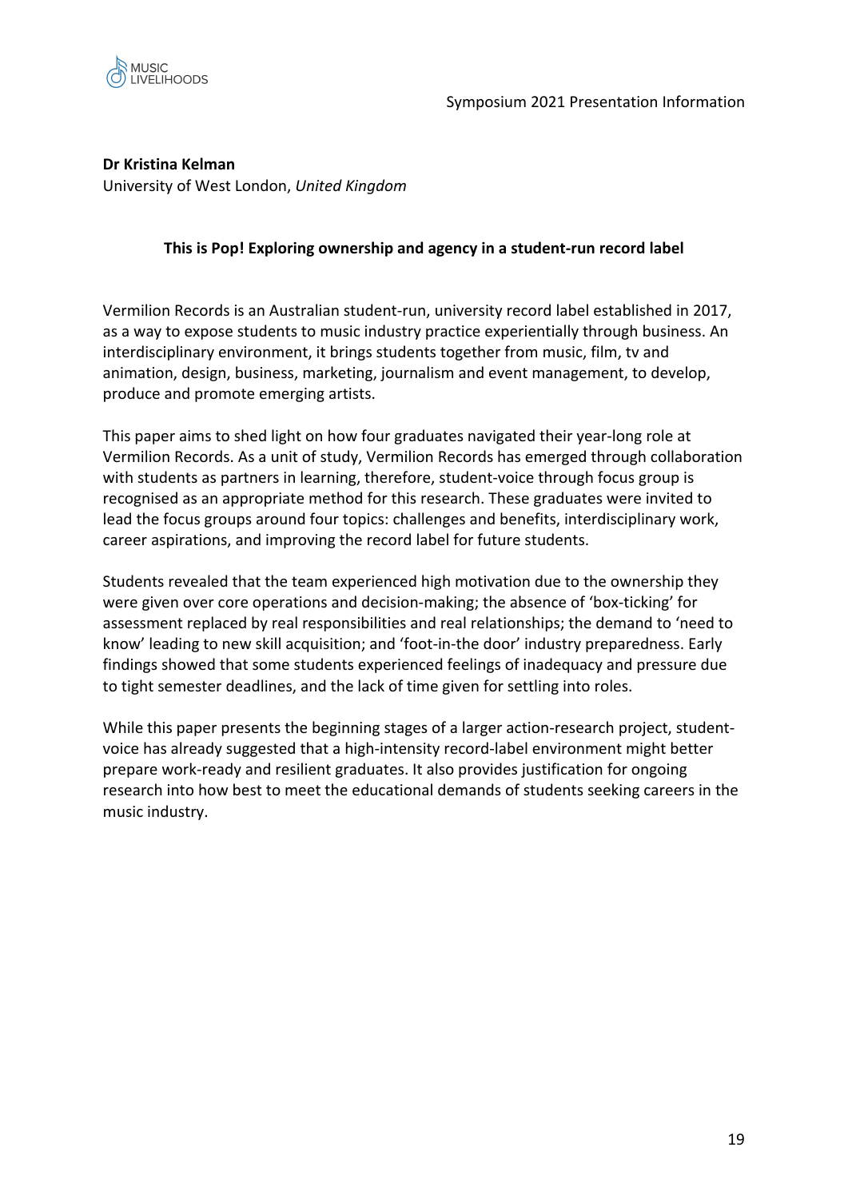**Dr Kristina Kelman**
University of West London, *United Kingdom*

**This is Pop! Exploring ownership and agency in a student-run record label**

Vermilion Records is an Australian student-run, university record label established in 2017, as a way to expose students to music industry practice experientially through business. An interdisciplinary environment, it brings students together from music, film, tv and animation, design, business, marketing, journalism and event management, to develop, produce and promote emerging artists.

This paper aims to shed light on how four graduates navigated their year-long role at Vermilion Records. As a unit of study, Vermilion Records has emerged through collaboration with students as partners in learning, therefore, student-voice through focus group is recognised as an appropriate method for this research. These graduates were invited to lead the focus groups around four topics: challenges and benefits, interdisciplinary work, career aspirations, and improving the record label for future students.

Students revealed that the team experienced high motivation due to the ownership they were given over core operations and decision-making; the absence of 'box-ticking' for assessment replaced by real responsibilities and real relationships; the demand to 'need to know' leading to new skill acquisition; and 'foot-in-the door' industry preparedness. Early findings showed that some students experienced feelings of inadequacy and pressure due to tight semester deadlines, and the lack of time given for settling into roles.

While this paper presents the beginning stages of a larger action-research project, student-voice has already suggested that a high-intensity record-label environment might better prepare work-ready and resilient graduates. It also provides justification for ongoing research into how best to meet the educational demands of students seeking careers in the music industry.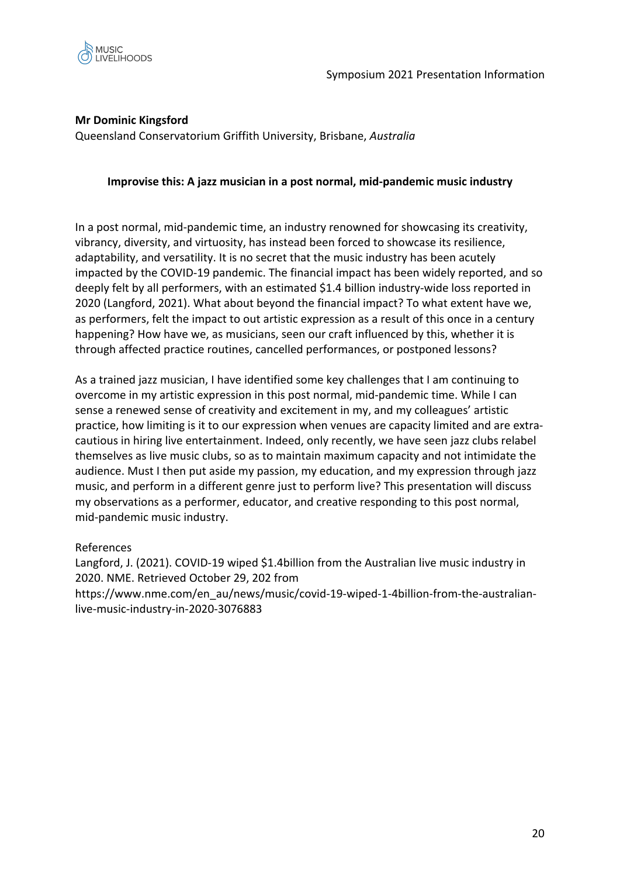**Mr Dominic Kingsford**
Queensland Conservatorium Griffith University, Brisbane, *Australia*

**Improvise this: A jazz musician in a post normal, mid-pandemic music industry**

In a post normal, mid-pandemic time, an industry renowned for showcasing its creativity, vibrancy, diversity, and virtuosity, has instead been forced to showcase its resilience, adaptability, and versatility. It is no secret that the music industry has been acutely impacted by the COVID-19 pandemic. The financial impact has been widely reported, and so deeply felt by all performers, with an estimated $1.4 billion industry-wide loss reported in 2020 (Langford, 2021). What about beyond the financial impact? To what extent have we, as performers, felt the impact to out artistic expression as a result of this once in a century happening? How have we, as musicians, seen our craft influenced by this, whether it is through affected practice routines, cancelled performances, or postponed lessons?

As a trained jazz musician, I have identified some key challenges that I am continuing to overcome in my artistic expression in this post normal, mid-pandemic time. While I can sense a renewed sense of creativity and excitement in my, and my colleagues' artistic practice, how limiting is it to our expression when venues are capacity limited and are extra-cautious in hiring live entertainment. Indeed, only recently, we have seen jazz clubs relabel themselves as live music clubs, so as to maintain maximum capacity and not intimidate the audience. Must I then put aside my passion, my education, and my expression through jazz music, and perform in a different genre just to perform live? This presentation will discuss my observations as a performer, educator, and creative responding to this post normal, mid-pandemic music industry.

References
Langford, J. (2021). COVID-19 wiped $1.4billion from the Australian live music industry in 2020. NME. Retrieved October 29, 202 from https://www.nme.com/en_au/news/music/covid-19-wiped-1-4billion-from-the-australian-live-music-industry-in-2020-3076883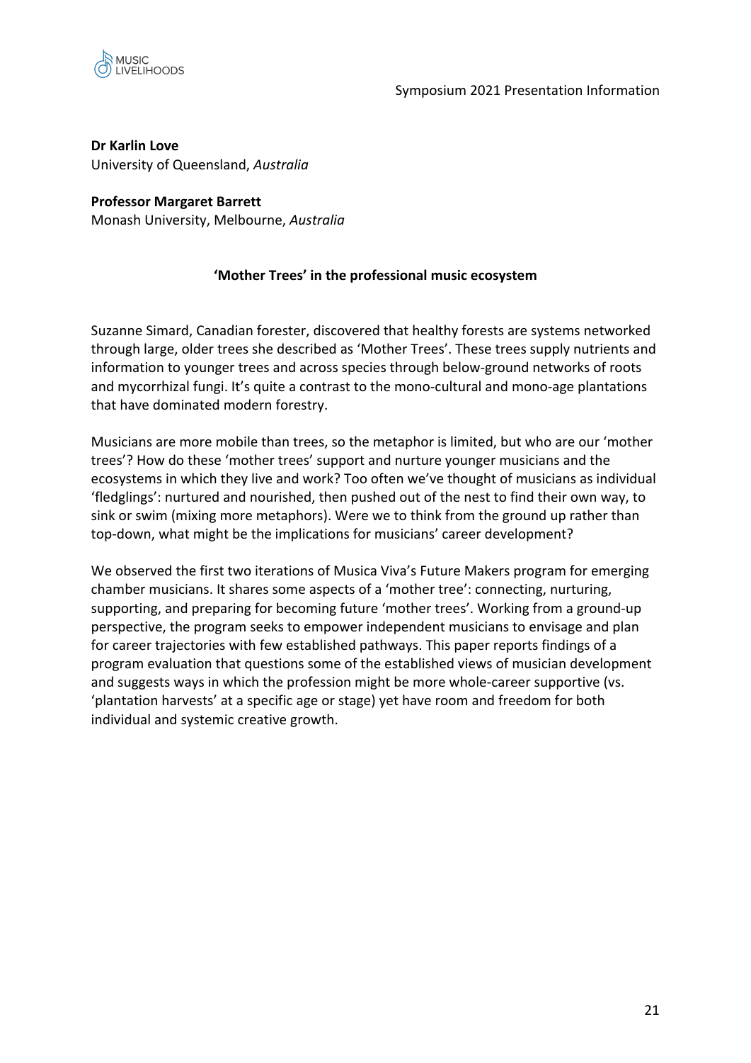**Dr Karlin Love**
University of Queensland, *Australia*

**Professor Margaret Barrett**
Monash University, Melbourne, *Australia*

## 'Mother Trees' in the professional music ecosystem

Suzanne Simard, Canadian forester, discovered that healthy forests are systems networked through large, older trees she described as 'Mother Trees'. These trees supply nutrients and information to younger trees and across species through below-ground networks of roots and mycorrhizal fungi. It's quite a contrast to the mono-cultural and mono-age plantations that have dominated modern forestry.

Musicians are more mobile than trees, so the metaphor is limited, but who are our 'mother trees'? How do these 'mother trees' support and nurture younger musicians and the ecosystems in which they live and work? Too often we've thought of musicians as individual 'fledglings': nurtured and nourished, then pushed out of the nest to find their own way, to sink or swim (mixing more metaphors). Were we to think from the ground up rather than top-down, what might be the implications for musicians' career development?

We observed the first two iterations of Musica Viva's Future Makers program for emerging chamber musicians. It shares some aspects of a 'mother tree': connecting, nurturing, supporting, and preparing for becoming future 'mother trees'. Working from a ground-up perspective, the program seeks to empower independent musicians to envisage and plan for career trajectories with few established pathways. This paper reports findings of a program evaluation that questions some of the established views of musician development and suggests ways in which the profession might be more whole-career supportive (vs. 'plantation harvests' at a specific age or stage) yet have room and freedom for both individual and systemic creative growth.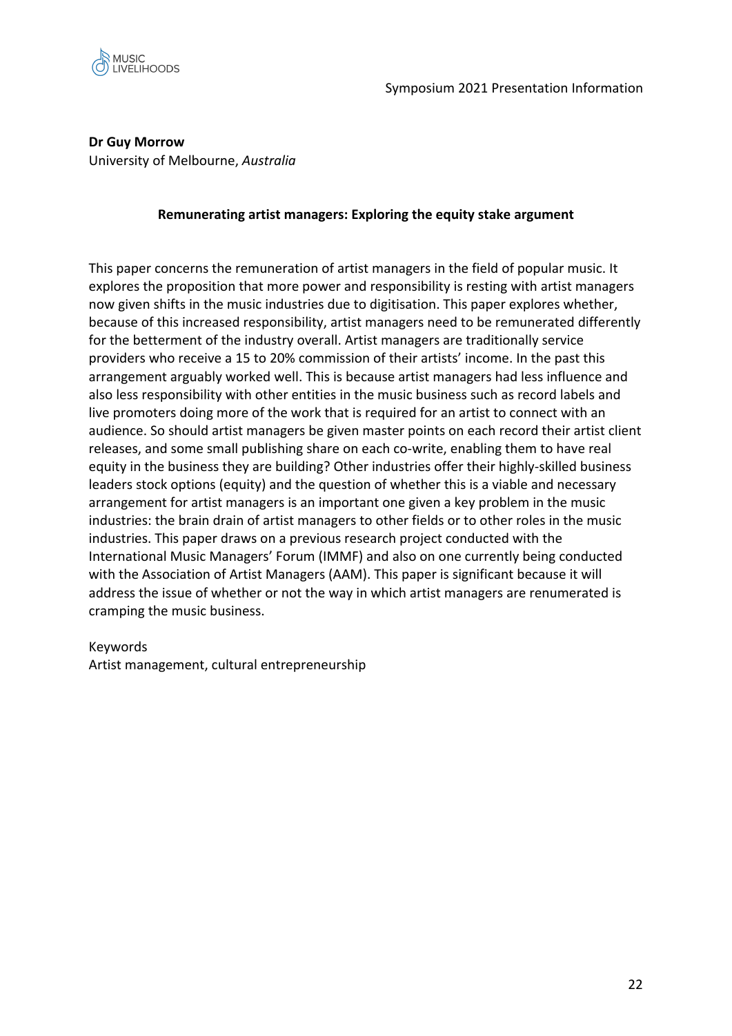**Dr Guy Morrow**
University of Melbourne, *Australia*

### Remunerating artist managers: Exploring the equity stake argument

This paper concerns the remuneration of artist managers in the field of popular music. It explores the proposition that more power and responsibility is resting with artist managers now given shifts in the music industries due to digitisation. This paper explores whether, because of this increased responsibility, artist managers need to be remunerated differently for the betterment of the industry overall. Artist managers are traditionally service providers who receive a 15 to 20% commission of their artists' income. In the past this arrangement arguably worked well. This is because artist managers had less influence and also less responsibility with other entities in the music business such as record labels and live promoters doing more of the work that is required for an artist to connect with an audience. So should artist managers be given master points on each record their artist client releases, and some small publishing share on each co-write, enabling them to have real equity in the business they are building? Other industries offer their highly-skilled business leaders stock options (equity) and the question of whether this is a viable and necessary arrangement for artist managers is an important one given a key problem in the music industries: the brain drain of artist managers to other fields or to other roles in the music industries. This paper draws on a previous research project conducted with the International Music Managers' Forum (IMMF) and also on one currently being conducted with the Association of Artist Managers (AAM). This paper is significant because it will address the issue of whether or not the way in which artist managers are renumerated is cramping the music business.

Keywords
Artist management, cultural entrepreneurship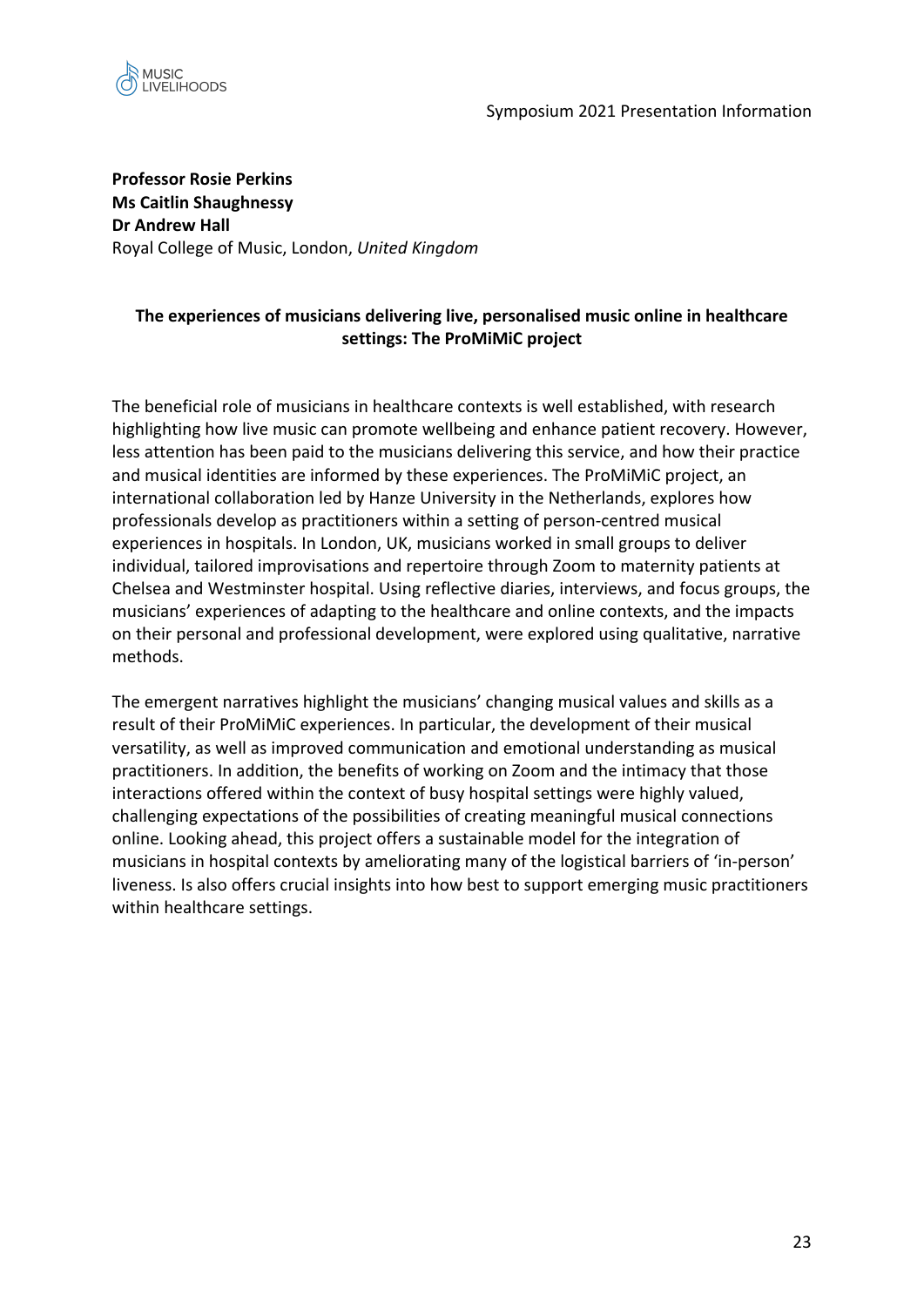**Professor Rosie Perkins**
**Ms Caitlin Shaughnessy**
**Dr Andrew Hall**
Royal College of Music, London, *United Kingdom*

### The experiences of musicians delivering live, personalised music online in healthcare settings: The ProMiMiC project

The beneficial role of musicians in healthcare contexts is well established, with research highlighting how live music can promote wellbeing and enhance patient recovery. However, less attention has been paid to the musicians delivering this service, and how their practice and musical identities are informed by these experiences. The ProMiMiC project, an international collaboration led by Hanze University in the Netherlands, explores how professionals develop as practitioners within a setting of person-centred musical experiences in hospitals. In London, UK, musicians worked in small groups to deliver individual, tailored improvisations and repertoire through Zoom to maternity patients at Chelsea and Westminster hospital. Using reflective diaries, interviews, and focus groups, the musicians' experiences of adapting to the healthcare and online contexts, and the impacts on their personal and professional development, were explored using qualitative, narrative methods.

The emergent narratives highlight the musicians' changing musical values and skills as a result of their ProMiMiC experiences. In particular, the development of their musical versatility, as well as improved communication and emotional understanding as musical practitioners. In addition, the benefits of working on Zoom and the intimacy that those interactions offered within the context of busy hospital settings were highly valued, challenging expectations of the possibilities of creating meaningful musical connections online. Looking ahead, this project offers a sustainable model for the integration of musicians in hospital contexts by ameliorating many of the logistical barriers of 'in-person' liveness. Is also offers crucial insights into how best to support emerging music practitioners within healthcare settings.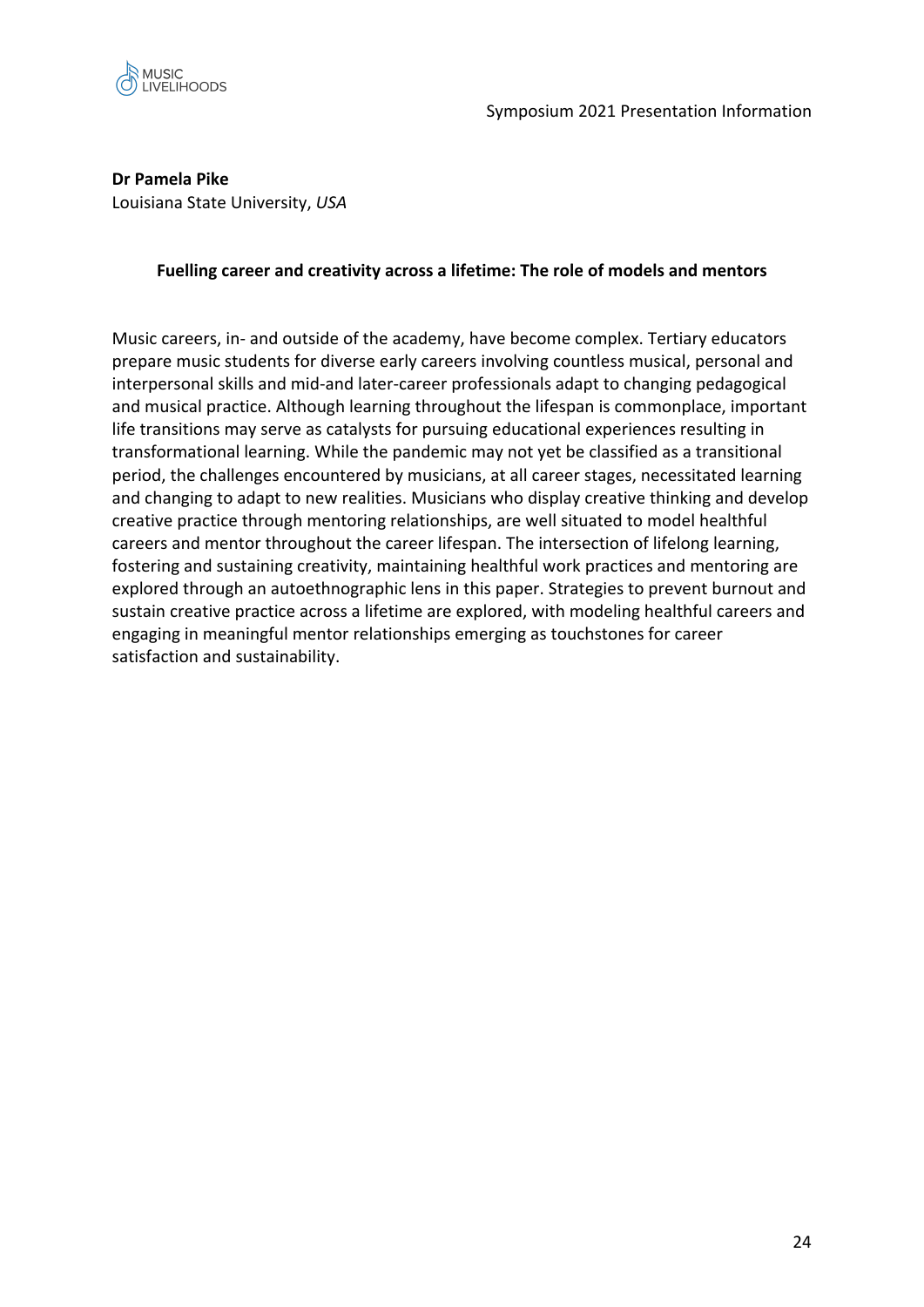**Dr Pamela Pike**
Louisiana State University, *USA*

### Fuelling career and creativity across a lifetime: The role of models and mentors

Music careers, in- and outside of the academy, have become complex. Tertiary educators prepare music students for diverse early careers involving countless musical, personal and interpersonal skills and mid-and later-career professionals adapt to changing pedagogical and musical practice. Although learning throughout the lifespan is commonplace, important life transitions may serve as catalysts for pursuing educational experiences resulting in transformational learning. While the pandemic may not yet be classified as a transitional period, the challenges encountered by musicians, at all career stages, necessitated learning and changing to adapt to new realities. Musicians who display creative thinking and develop creative practice through mentoring relationships, are well situated to model healthful careers and mentor throughout the career lifespan. The intersection of lifelong learning, fostering and sustaining creativity, maintaining healthful work practices and mentoring are explored through an autoethnographic lens in this paper. Strategies to prevent burnout and sustain creative practice across a lifetime are explored, with modeling healthful careers and engaging in meaningful mentor relationships emerging as touchstones for career satisfaction and sustainability.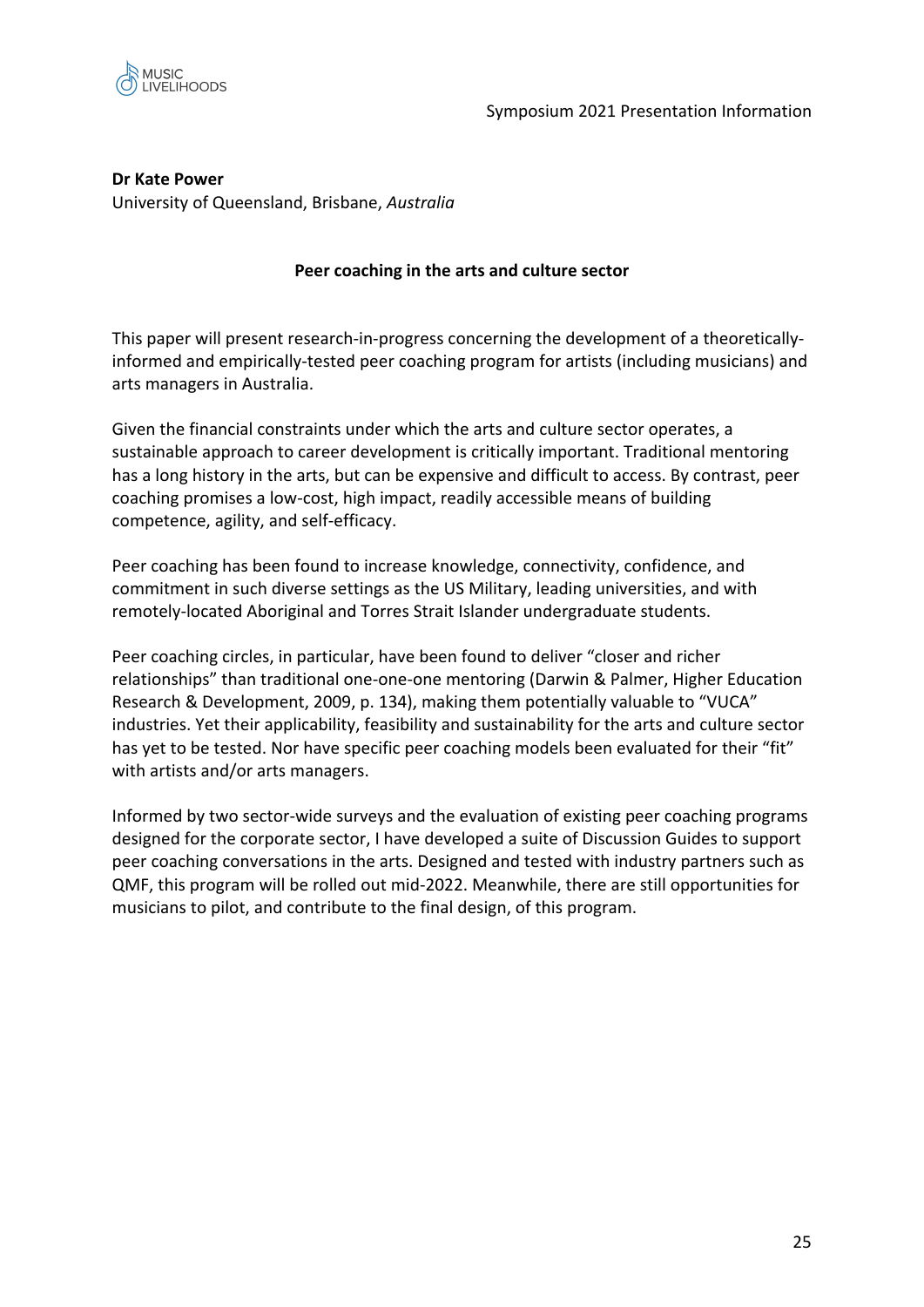**Dr Kate Power**
University of Queensland, Brisbane, *Australia*

**Peer coaching in the arts and culture sector**

This paper will present research-in-progress concerning the development of a theoretically-informed and empirically-tested peer coaching program for artists (including musicians) and arts managers in Australia.

Given the financial constraints under which the arts and culture sector operates, a sustainable approach to career development is critically important. Traditional mentoring has a long history in the arts, but can be expensive and difficult to access. By contrast, peer coaching promises a low-cost, high impact, readily accessible means of building competence, agility, and self-efficacy.

Peer coaching has been found to increase knowledge, connectivity, confidence, and commitment in such diverse settings as the US Military, leading universities, and with remotely-located Aboriginal and Torres Strait Islander undergraduate students.

Peer coaching circles, in particular, have been found to deliver "closer and richer relationships" than traditional one-one-one mentoring (Darwin & Palmer, Higher Education Research & Development, 2009, p. 134), making them potentially valuable to "VUCA" industries. Yet their applicability, feasibility and sustainability for the arts and culture sector has yet to be tested. Nor have specific peer coaching models been evaluated for their "fit" with artists and/or arts managers.

Informed by two sector-wide surveys and the evaluation of existing peer coaching programs designed for the corporate sector, I have developed a suite of Discussion Guides to support peer coaching conversations in the arts. Designed and tested with industry partners such as QMF, this program will be rolled out mid-2022. Meanwhile, there are still opportunities for musicians to pilot, and contribute to the final design, of this program.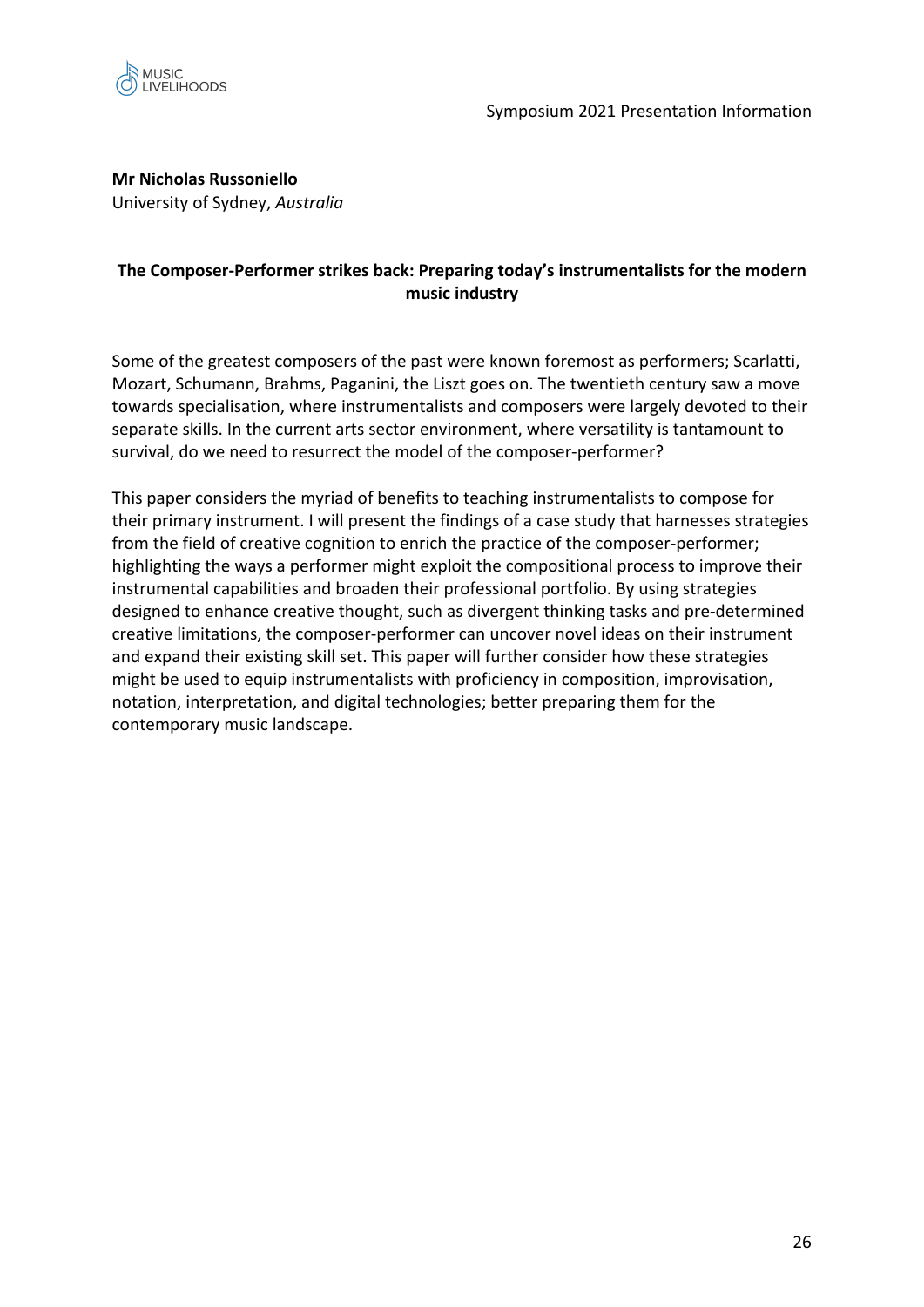**Mr Nicholas Russoniello**
University of Sydney, *Australia*

### The Composer-Performer strikes back: Preparing today's instrumentalists for the modern music industry

Some of the greatest composers of the past were known foremost as performers; Scarlatti, Mozart, Schumann, Brahms, Paganini, the Liszt goes on. The twentieth century saw a move towards specialisation, where instrumentalists and composers were largely devoted to their separate skills. In the current arts sector environment, where versatility is tantamount to survival, do we need to resurrect the model of the composer-performer?

This paper considers the myriad of benefits to teaching instrumentalists to compose for their primary instrument. I will present the findings of a case study that harnesses strategies from the field of creative cognition to enrich the practice of the composer-performer; highlighting the ways a performer might exploit the compositional process to improve their instrumental capabilities and broaden their professional portfolio. By using strategies designed to enhance creative thought, such as divergent thinking tasks and pre-determined creative limitations, the composer-performer can uncover novel ideas on their instrument and expand their existing skill set. This paper will further consider how these strategies might be used to equip instrumentalists with proficiency in composition, improvisation, notation, interpretation, and digital technologies; better preparing them for the contemporary music landscape.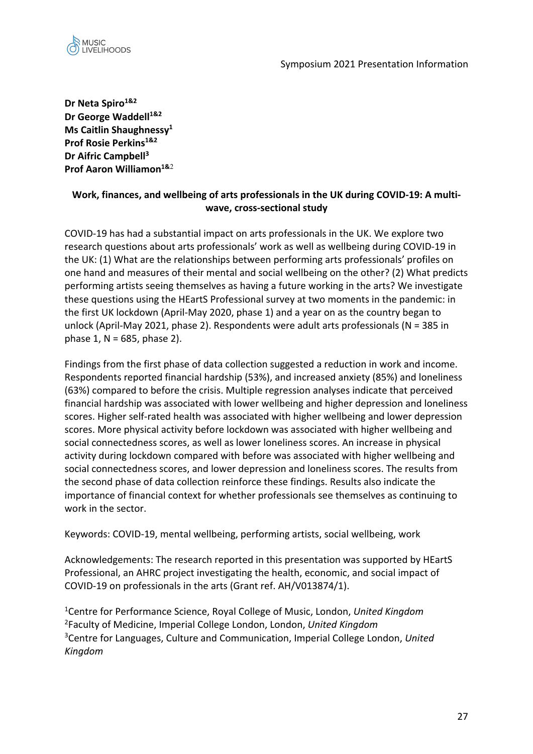**Dr Neta Spiro[1&2]**
**Dr George Waddell[1&2]**
**Ms Caitlin Shaughnessy[1]**
**Prof Rosie Perkins[1&2]**
**Dr Aifric Campbell[3]**
**Prof Aaron Williamon[1&2]**

## Work, finances, and wellbeing of arts professionals in the UK during COVID-19: A multi-wave, cross-sectional study

COVID-19 has had a substantial impact on arts professionals in the UK. We explore two research questions about arts professionals' work as well as wellbeing during COVID-19 in the UK: (1) What are the relationships between performing arts professionals' profiles on one hand and measures of their mental and social wellbeing on the other? (2) What predicts performing artists seeing themselves as having a future working in the arts? We investigate these questions using the HEartS Professional survey at two moments in the pandemic: in the first UK lockdown (April-May 2020, phase 1) and a year on as the country began to unlock (April-May 2021, phase 2). Respondents were adult arts professionals (N = 385 in phase 1, N = 685, phase 2).

Findings from the first phase of data collection suggested a reduction in work and income. Respondents reported financial hardship (53%), and increased anxiety (85%) and loneliness (63%) compared to before the crisis. Multiple regression analyses indicate that perceived financial hardship was associated with lower wellbeing and higher depression and loneliness scores. Higher self-rated health was associated with higher wellbeing and lower depression scores. More physical activity before lockdown was associated with higher wellbeing and social connectedness scores, as well as lower loneliness scores. An increase in physical activity during lockdown compared with before was associated with higher wellbeing and social connectedness scores, and lower depression and loneliness scores. The results from the second phase of data collection reinforce these findings. Results also indicate the importance of financial context for whether professionals see themselves as continuing to work in the sector.

Keywords: COVID-19, mental wellbeing, performing artists, social wellbeing, work

Acknowledgements: The research reported in this presentation was supported by HEartS Professional, an AHRC project investigating the health, economic, and social impact of COVID-19 on professionals in the arts (Grant ref. AH/V013874/1).

[1]Centre for Performance Science, Royal College of Music, London, *United Kingdom*
[2]Faculty of Medicine, Imperial College London, London, *United Kingdom*
[3]Centre for Languages, Culture and Communication, Imperial College London, *United Kingdom*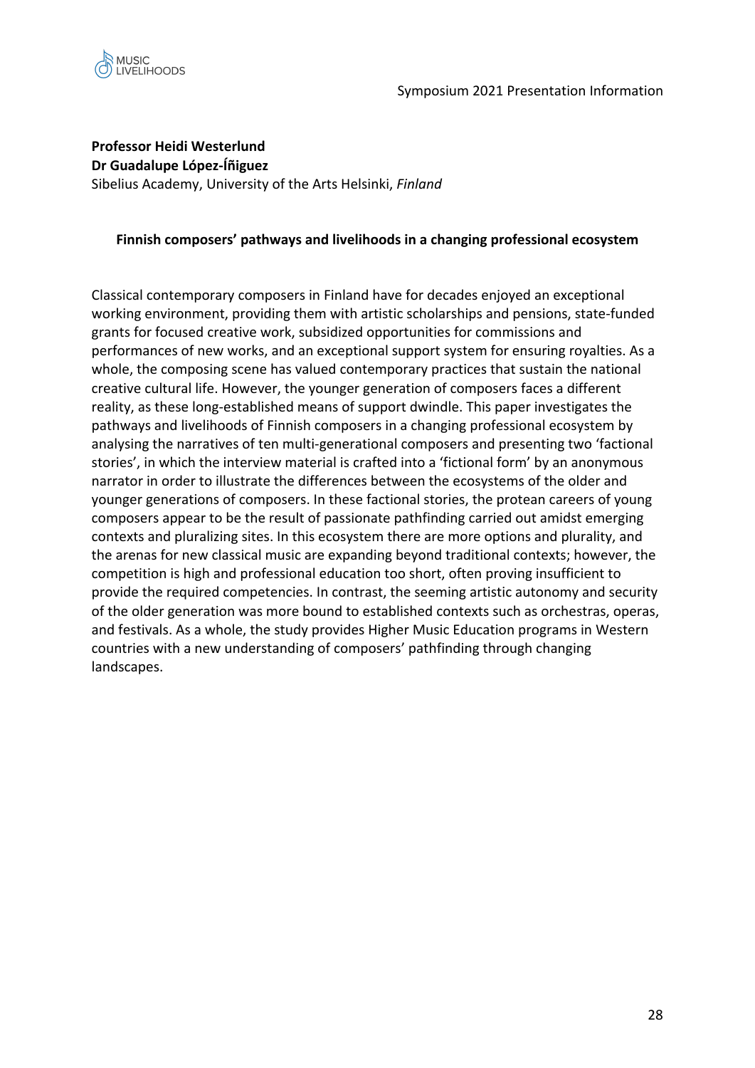**Professor Heidi Westerlund**
**Dr Guadalupe López-Íñiguez**
Sibelius Academy, University of the Arts Helsinki, *Finland*

**Finnish composers' pathways and livelihoods in a changing professional ecosystem**

Classical contemporary composers in Finland have for decades enjoyed an exceptional working environment, providing them with artistic scholarships and pensions, state-funded grants for focused creative work, subsidized opportunities for commissions and performances of new works, and an exceptional support system for ensuring royalties. As a whole, the composing scene has valued contemporary practices that sustain the national creative cultural life. However, the younger generation of composers faces a different reality, as these long-established means of support dwindle. This paper investigates the pathways and livelihoods of Finnish composers in a changing professional ecosystem by analysing the narratives of ten multi-generational composers and presenting two 'factional stories', in which the interview material is crafted into a 'fictional form' by an anonymous narrator in order to illustrate the differences between the ecosystems of the older and younger generations of composers. In these factional stories, the protean careers of young composers appear to be the result of passionate pathfinding carried out amidst emerging contexts and pluralizing sites. In this ecosystem there are more options and plurality, and the arenas for new classical music are expanding beyond traditional contexts; however, the competition is high and professional education too short, often proving insufficient to provide the required competencies. In contrast, the seeming artistic autonomy and security of the older generation was more bound to established contexts such as orchestras, operas, and festivals. As a whole, the study provides Higher Music Education programs in Western countries with a new understanding of composers' pathfinding through changing landscapes.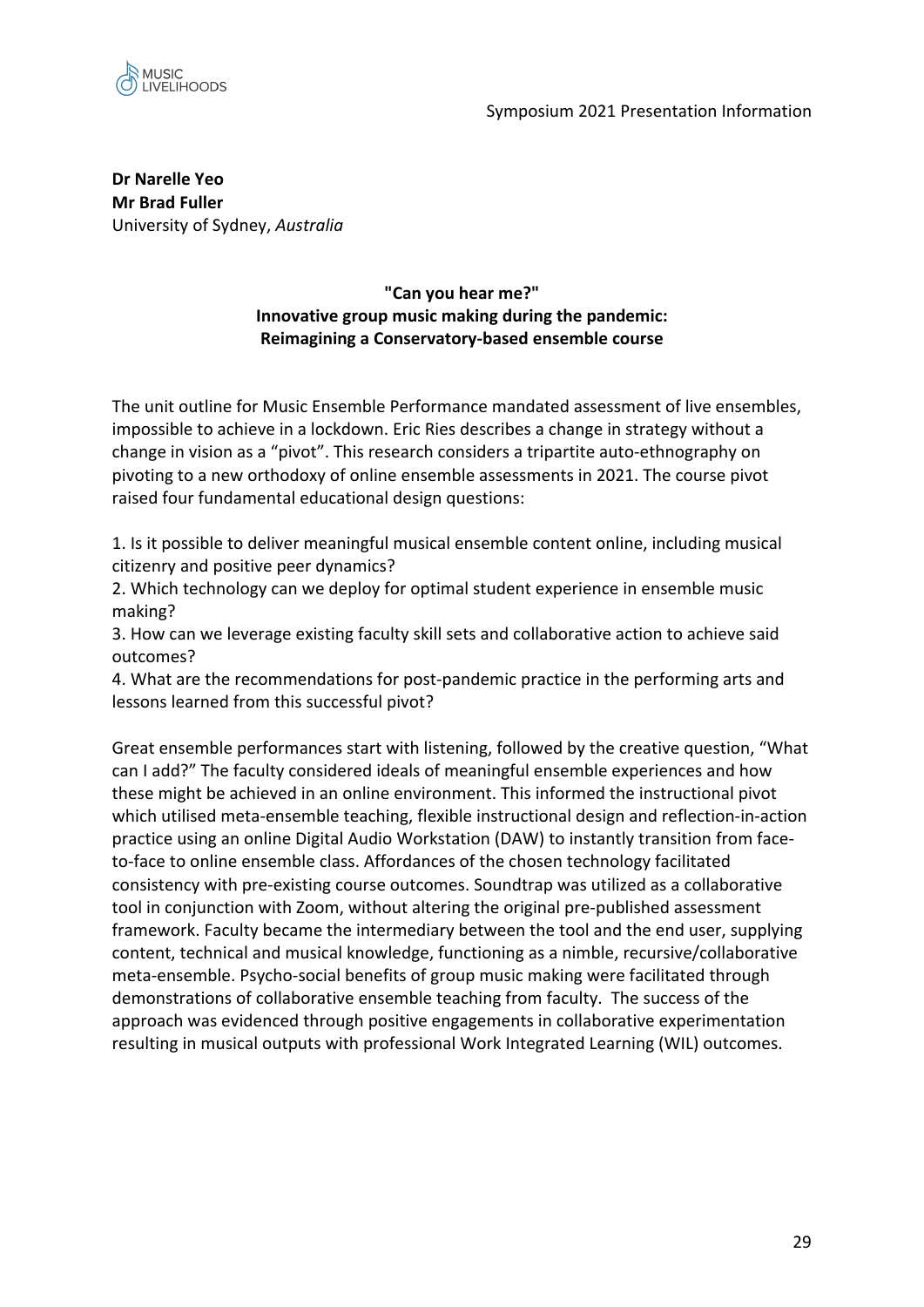**Dr Narelle Yeo**
**Mr Brad Fuller**
University of Sydney, *Australia*

**"Can you hear me?"**
**Innovative group music making during the pandemic:**
**Reimagining a Conservatory-based ensemble course**

The unit outline for Music Ensemble Performance mandated assessment of live ensembles, impossible to achieve in a lockdown. Eric Ries describes a change in strategy without a change in vision as a "pivot". This research considers a tripartite auto-ethnography on pivoting to a new orthodoxy of online ensemble assessments in 2021. The course pivot raised four fundamental educational design questions:

1. Is it possible to deliver meaningful musical ensemble content online, including musical citizenry and positive peer dynamics?
2. Which technology can we deploy for optimal student experience in ensemble music making?
3. How can we leverage existing faculty skill sets and collaborative action to achieve said outcomes?
4. What are the recommendations for post-pandemic practice in the performing arts and lessons learned from this successful pivot?

Great ensemble performances start with listening, followed by the creative question, "What can I add?" The faculty considered ideals of meaningful ensemble experiences and how these might be achieved in an online environment. This informed the instructional pivot which utilised meta-ensemble teaching, flexible instructional design and reflection-in-action practice using an online Digital Audio Workstation (DAW) to instantly transition from face-to-face to online ensemble class. Affordances of the chosen technology facilitated consistency with pre-existing course outcomes. Soundtrap was utilized as a collaborative tool in conjunction with Zoom, without altering the original pre-published assessment framework. Faculty became the intermediary between the tool and the end user, supplying content, technical and musical knowledge, functioning as a nimble, recursive/collaborative meta-ensemble. Psycho-social benefits of group music making were facilitated through demonstrations of collaborative ensemble teaching from faculty. The success of the approach was evidenced through positive engagements in collaborative experimentation resulting in musical outputs with professional Work Integrated Learning (WIL) outcomes.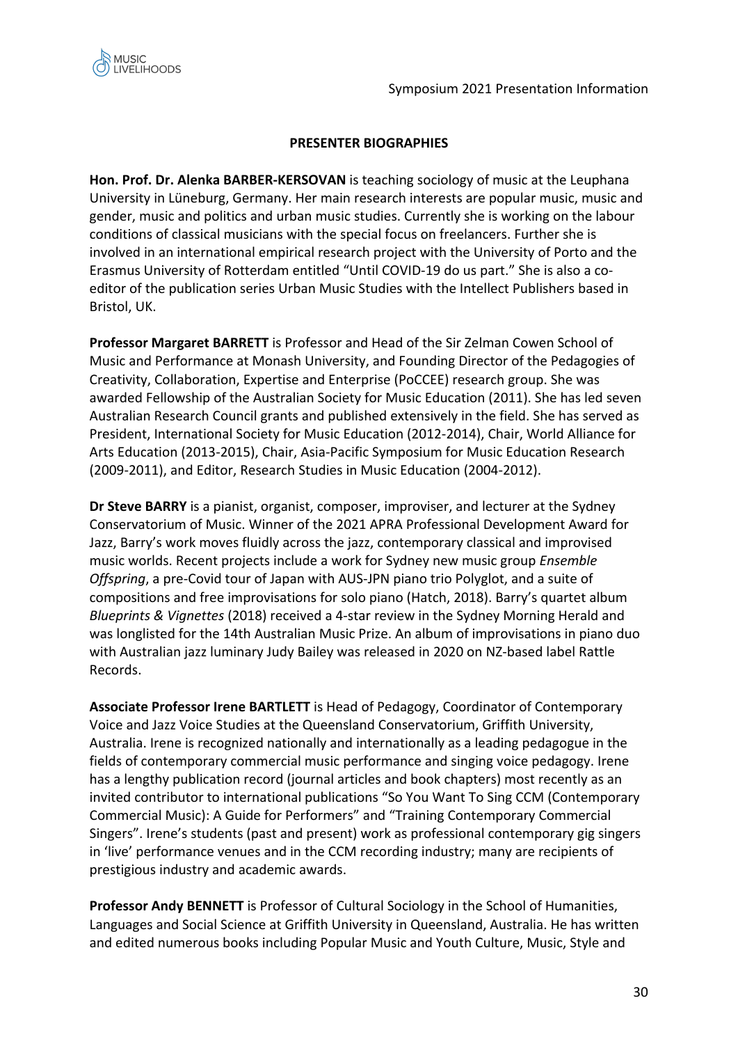## PRESENTER BIOGRAPHIES

**Hon. Prof. Dr. Alenka BARBER-KERSOVAN** is teaching sociology of music at the Leuphana University in Lüneburg, Germany. Her main research interests are popular music, music and gender, music and politics and urban music studies. Currently she is working on the labour conditions of classical musicians with the special focus on freelancers. Further she is involved in an international empirical research project with the University of Porto and the Erasmus University of Rotterdam entitled "Until COVID-19 do us part." She is also a co-editor of the publication series Urban Music Studies with the Intellect Publishers based in Bristol, UK.

**Professor Margaret BARRETT** is Professor and Head of the Sir Zelman Cowen School of Music and Performance at Monash University, and Founding Director of the Pedagogies of Creativity, Collaboration, Expertise and Enterprise (PoCCEE) research group. She was awarded Fellowship of the Australian Society for Music Education (2011). She has led seven Australian Research Council grants and published extensively in the field. She has served as President, International Society for Music Education (2012-2014), Chair, World Alliance for Arts Education (2013-2015), Chair, Asia-Pacific Symposium for Music Education Research (2009-2011), and Editor, Research Studies in Music Education (2004-2012).

**Dr Steve BARRY** is a pianist, organist, composer, improviser, and lecturer at the Sydney Conservatorium of Music. Winner of the 2021 APRA Professional Development Award for Jazz, Barry's work moves fluidly across the jazz, contemporary classical and improvised music worlds. Recent projects include a work for Sydney new music group *Ensemble Offspring*, a pre-Covid tour of Japan with AUS-JPN piano trio Polyglot, and a suite of compositions and free improvisations for solo piano (Hatch, 2018). Barry's quartet album *Blueprints & Vignettes* (2018) received a 4-star review in the Sydney Morning Herald and was longlisted for the 14th Australian Music Prize. An album of improvisations in piano duo with Australian jazz luminary Judy Bailey was released in 2020 on NZ-based label Rattle Records.

**Associate Professor Irene BARTLETT** is Head of Pedagogy, Coordinator of Contemporary Voice and Jazz Voice Studies at the Queensland Conservatorium, Griffith University, Australia. Irene is recognized nationally and internationally as a leading pedagogue in the fields of contemporary commercial music performance and singing voice pedagogy. Irene has a lengthy publication record (journal articles and book chapters) most recently as an invited contributor to international publications "So You Want To Sing CCM (Contemporary Commercial Music): A Guide for Performers" and "Training Contemporary Commercial Singers". Irene's students (past and present) work as professional contemporary gig singers in 'live' performance venues and in the CCM recording industry; many are recipients of prestigious industry and academic awards.

**Professor Andy BENNETT** is Professor of Cultural Sociology in the School of Humanities, Languages and Social Science at Griffith University in Queensland, Australia. He has written and edited numerous books including Popular Music and Youth Culture, Music, Style and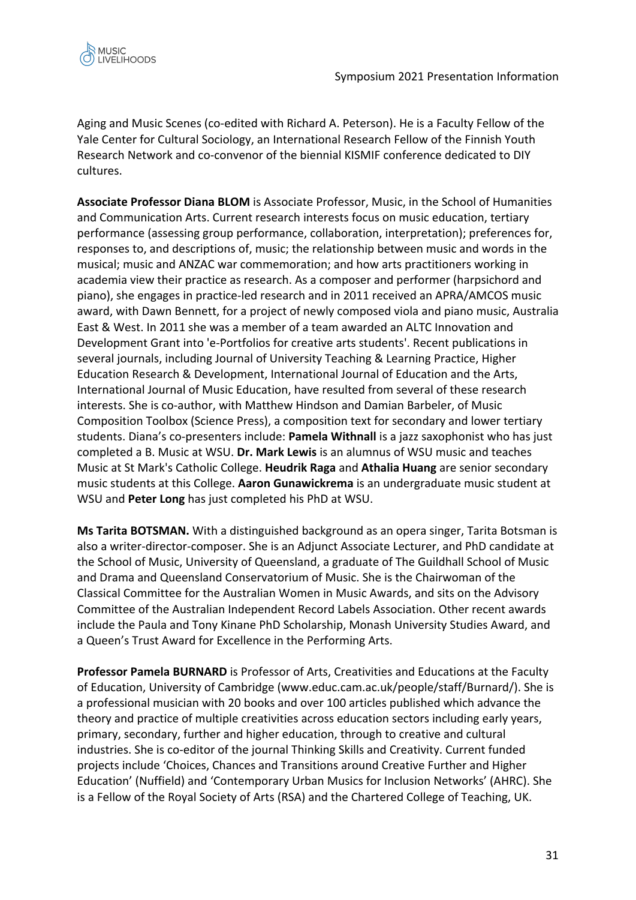Aging and Music Scenes (co-edited with Richard A. Peterson). He is a Faculty Fellow of the Yale Center for Cultural Sociology, an International Research Fellow of the Finnish Youth Research Network and co-convenor of the biennial KISMIF conference dedicated to DIY cultures.

**Associate Professor Diana BLOM** is Associate Professor, Music, in the School of Humanities and Communication Arts. Current research interests focus on music education, tertiary performance (assessing group performance, collaboration, interpretation); preferences for, responses to, and descriptions of, music; the relationship between music and words in the musical; music and ANZAC war commemoration; and how arts practitioners working in academia view their practice as research. As a composer and performer (harpsichord and piano), she engages in practice-led research and in 2011 received an APRA/AMCOS music award, with Dawn Bennett, for a project of newly composed viola and piano music, Australia East & West. In 2011 she was a member of a team awarded an ALTC Innovation and Development Grant into 'e-Portfolios for creative arts students'. Recent publications in several journals, including Journal of University Teaching & Learning Practice, Higher Education Research & Development, International Journal of Education and the Arts, International Journal of Music Education, have resulted from several of these research interests. She is co-author, with Matthew Hindson and Damian Barbeler, of Music Composition Toolbox (Science Press), a composition text for secondary and lower tertiary students. Diana's co-presenters include: **Pamela Withnall** is a jazz saxophonist who has just completed a B. Music at WSU. **Dr. Mark Lewis** is an alumnus of WSU music and teaches Music at St Mark's Catholic College. **Heudrik Raga** and **Athalia Huang** are senior secondary music students at this College. **Aaron Gunawickrema** is an undergraduate music student at WSU and **Peter Long** has just completed his PhD at WSU.

**Ms Tarita BOTSMAN.** With a distinguished background as an opera singer, Tarita Botsman is also a writer-director-composer. She is an Adjunct Associate Lecturer, and PhD candidate at the School of Music, University of Queensland, a graduate of The Guildhall School of Music and Drama and Queensland Conservatorium of Music. She is the Chairwoman of the Classical Committee for the Australian Women in Music Awards, and sits on the Advisory Committee of the Australian Independent Record Labels Association. Other recent awards include the Paula and Tony Kinane PhD Scholarship, Monash University Studies Award, and a Queen's Trust Award for Excellence in the Performing Arts.

**Professor Pamela BURNARD** is Professor of Arts, Creativities and Educations at the Faculty of Education, University of Cambridge (www.educ.cam.ac.uk/people/staff/Burnard/). She is a professional musician with 20 books and over 100 articles published which advance the theory and practice of multiple creativities across education sectors including early years, primary, secondary, further and higher education, through to creative and cultural industries. She is co-editor of the journal Thinking Skills and Creativity. Current funded projects include 'Choices, Chances and Transitions around Creative Further and Higher Education' (Nuffield) and 'Contemporary Urban Musics for Inclusion Networks' (AHRC). She is a Fellow of the Royal Society of Arts (RSA) and the Chartered College of Teaching, UK.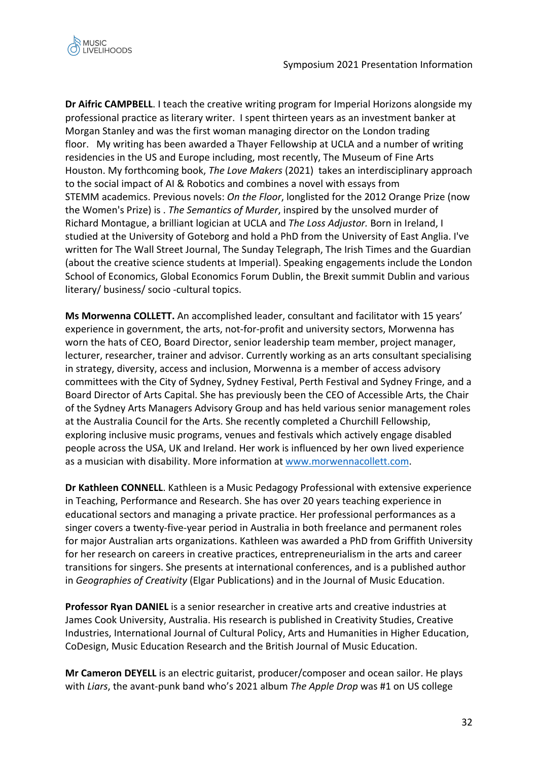**Dr Aifric CAMPBELL**. I teach the creative writing program for Imperial Horizons alongside my professional practice as literary writer. I spent thirteen years as an investment banker at Morgan Stanley and was the first woman managing director on the London trading floor. My writing has been awarded a Thayer Fellowship at UCLA and a number of writing residencies in the US and Europe including, most recently, The Museum of Fine Arts Houston. My forthcoming book, *The Love Makers* (2021) takes an interdisciplinary approach to the social impact of AI & Robotics and combines a novel with essays from STEMM academics. Previous novels: *On the Floor*, longlisted for the 2012 Orange Prize (now the Women's Prize) is . *The Semantics of Murder*, inspired by the unsolved murder of Richard Montague, a brilliant logician at UCLA and *The Loss Adjustor.* Born in Ireland, I studied at the University of Goteborg and hold a PhD from the University of East Anglia. I've written for The Wall Street Journal, The Sunday Telegraph, The Irish Times and the Guardian (about the creative science students at Imperial). Speaking engagements include the London School of Economics, Global Economics Forum Dublin, the Brexit summit Dublin and various literary/ business/ socio -cultural topics.

**Ms Morwenna COLLETT.** An accomplished leader, consultant and facilitator with 15 years' experience in government, the arts, not-for-profit and university sectors, Morwenna has worn the hats of CEO, Board Director, senior leadership team member, project manager, lecturer, researcher, trainer and advisor. Currently working as an arts consultant specialising in strategy, diversity, access and inclusion, Morwenna is a member of access advisory committees with the City of Sydney, Sydney Festival, Perth Festival and Sydney Fringe, and a Board Director of Arts Capital. She has previously been the CEO of Accessible Arts, the Chair of the Sydney Arts Managers Advisory Group and has held various senior management roles at the Australia Council for the Arts. She recently completed a Churchill Fellowship, exploring inclusive music programs, venues and festivals which actively engage disabled people across the USA, UK and Ireland. Her work is influenced by her own lived experience as a musician with disability. More information at [www.morwennacollett.com](http://www.morwennacollett.com).

**Dr Kathleen CONNELL**. Kathleen is a Music Pedagogy Professional with extensive experience in Teaching, Performance and Research. She has over 20 years teaching experience in educational sectors and managing a private practice. Her professional performances as a singer covers a twenty-five-year period in Australia in both freelance and permanent roles for major Australian arts organizations. Kathleen was awarded a PhD from Griffith University for her research on careers in creative practices, entrepreneurialism in the arts and career transitions for singers. She presents at international conferences, and is a published author in *Geographies of Creativity* (Elgar Publications) and in the Journal of Music Education.

**Professor Ryan DANIEL** is a senior researcher in creative arts and creative industries at James Cook University, Australia. His research is published in Creativity Studies, Creative Industries, International Journal of Cultural Policy, Arts and Humanities in Higher Education, CoDesign, Music Education Research and the British Journal of Music Education.

**Mr Cameron DEYELL** is an electric guitarist, producer/composer and ocean sailor. He plays with *Liars*, the avant-punk band who's 2021 album *The Apple Drop* was #1 on US college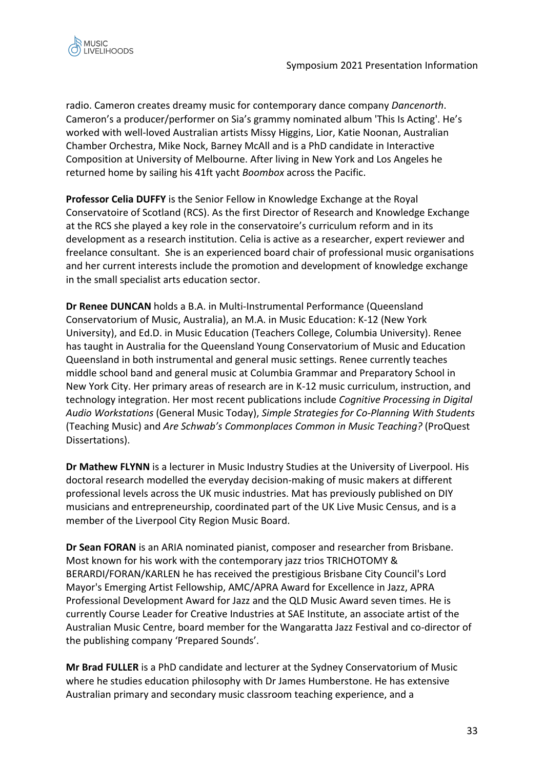radio. Cameron creates dreamy music for contemporary dance company *Dancenorth*. Cameron's a producer/performer on Sia's grammy nominated album 'This Is Acting'. He's worked with well-loved Australian artists Missy Higgins, Lior, Katie Noonan, Australian Chamber Orchestra, Mike Nock, Barney McAll and is a PhD candidate in Interactive Composition at University of Melbourne. After living in New York and Los Angeles he returned home by sailing his 41ft yacht *Boombox* across the Pacific.

**Professor Celia DUFFY** is the Senior Fellow in Knowledge Exchange at the Royal Conservatoire of Scotland (RCS). As the first Director of Research and Knowledge Exchange at the RCS she played a key role in the conservatoire's curriculum reform and in its development as a research institution. Celia is active as a researcher, expert reviewer and freelance consultant. She is an experienced board chair of professional music organisations and her current interests include the promotion and development of knowledge exchange in the small specialist arts education sector.

**Dr Renee DUNCAN** holds a B.A. in Multi-Instrumental Performance (Queensland Conservatorium of Music, Australia), an M.A. in Music Education: K-12 (New York University), and Ed.D. in Music Education (Teachers College, Columbia University). Renee has taught in Australia for the Queensland Young Conservatorium of Music and Education Queensland in both instrumental and general music settings. Renee currently teaches middle school band and general music at Columbia Grammar and Preparatory School in New York City. Her primary areas of research are in K-12 music curriculum, instruction, and technology integration. Her most recent publications include *Cognitive Processing in Digital Audio Workstations* (General Music Today), *Simple Strategies for Co-Planning With Students* (Teaching Music) and *Are Schwab's Commonplaces Common in Music Teaching?* (ProQuest Dissertations).

**Dr Mathew FLYNN** is a lecturer in Music Industry Studies at the University of Liverpool. His doctoral research modelled the everyday decision-making of music makers at different professional levels across the UK music industries. Mat has previously published on DIY musicians and entrepreneurship, coordinated part of the UK Live Music Census, and is a member of the Liverpool City Region Music Board.

**Dr Sean FORAN** is an ARIA nominated pianist, composer and researcher from Brisbane. Most known for his work with the contemporary jazz trios TRICHOTOMY & BERARDI/FORAN/KARLEN he has received the prestigious Brisbane City Council's Lord Mayor's Emerging Artist Fellowship, AMC/APRA Award for Excellence in Jazz, APRA Professional Development Award for Jazz and the QLD Music Award seven times. He is currently Course Leader for Creative Industries at SAE Institute, an associate artist of the Australian Music Centre, board member for the Wangaratta Jazz Festival and co-director of the publishing company 'Prepared Sounds'.

**Mr Brad FULLER** is a PhD candidate and lecturer at the Sydney Conservatorium of Music where he studies education philosophy with Dr James Humberstone. He has extensive Australian primary and secondary music classroom teaching experience, and a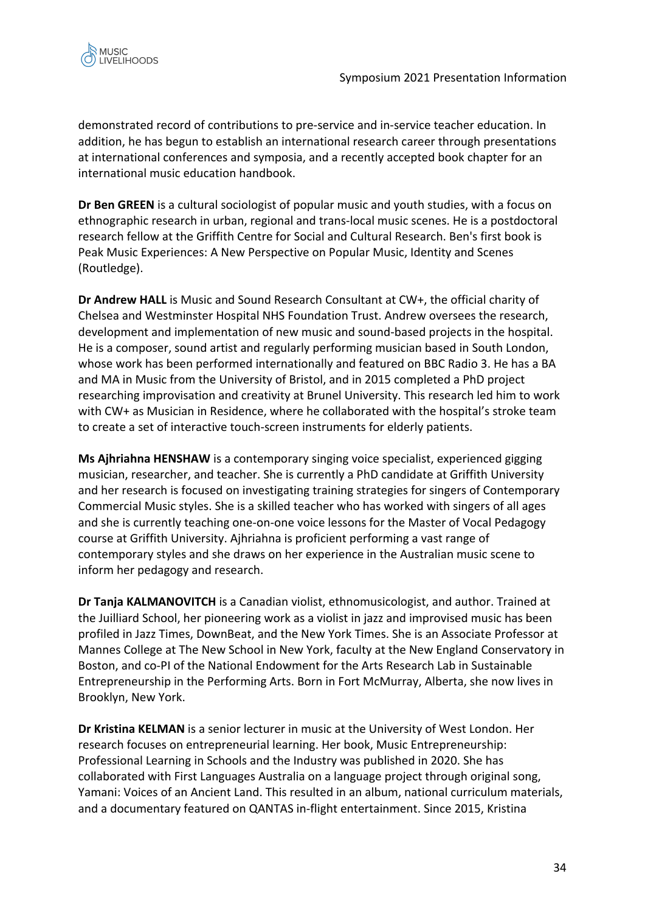demonstrated record of contributions to pre-service and in-service teacher education. In addition, he has begun to establish an international research career through presentations at international conferences and symposia, and a recently accepted book chapter for an international music education handbook.

**Dr Ben GREEN** is a cultural sociologist of popular music and youth studies, with a focus on ethnographic research in urban, regional and trans-local music scenes. He is a postdoctoral research fellow at the Griffith Centre for Social and Cultural Research. Ben's first book is Peak Music Experiences: A New Perspective on Popular Music, Identity and Scenes (Routledge).

**Dr Andrew HALL** is Music and Sound Research Consultant at CW+, the official charity of Chelsea and Westminster Hospital NHS Foundation Trust. Andrew oversees the research, development and implementation of new music and sound-based projects in the hospital. He is a composer, sound artist and regularly performing musician based in South London, whose work has been performed internationally and featured on BBC Radio 3. He has a BA and MA in Music from the University of Bristol, and in 2015 completed a PhD project researching improvisation and creativity at Brunel University. This research led him to work with CW+ as Musician in Residence, where he collaborated with the hospital's stroke team to create a set of interactive touch-screen instruments for elderly patients.

**Ms Ajhriahna HENSHAW** is a contemporary singing voice specialist, experienced gigging musician, researcher, and teacher. She is currently a PhD candidate at Griffith University and her research is focused on investigating training strategies for singers of Contemporary Commercial Music styles. She is a skilled teacher who has worked with singers of all ages and she is currently teaching one-on-one voice lessons for the Master of Vocal Pedagogy course at Griffith University. Ajhriahna is proficient performing a vast range of contemporary styles and she draws on her experience in the Australian music scene to inform her pedagogy and research.

**Dr Tanja KALMANOVITCH** is a Canadian violist, ethnomusicologist, and author. Trained at the Juilliard School, her pioneering work as a violist in jazz and improvised music has been profiled in Jazz Times, DownBeat, and the New York Times. She is an Associate Professor at Mannes College at The New School in New York, faculty at the New England Conservatory in Boston, and co-PI of the National Endowment for the Arts Research Lab in Sustainable Entrepreneurship in the Performing Arts. Born in Fort McMurray, Alberta, she now lives in Brooklyn, New York.

**Dr Kristina KELMAN** is a senior lecturer in music at the University of West London. Her research focuses on entrepreneurial learning. Her book, Music Entrepreneurship: Professional Learning in Schools and the Industry was published in 2020. She has collaborated with First Languages Australia on a language project through original song, Yamani: Voices of an Ancient Land. This resulted in an album, national curriculum materials, and a documentary featured on QANTAS in-flight entertainment. Since 2015, Kristina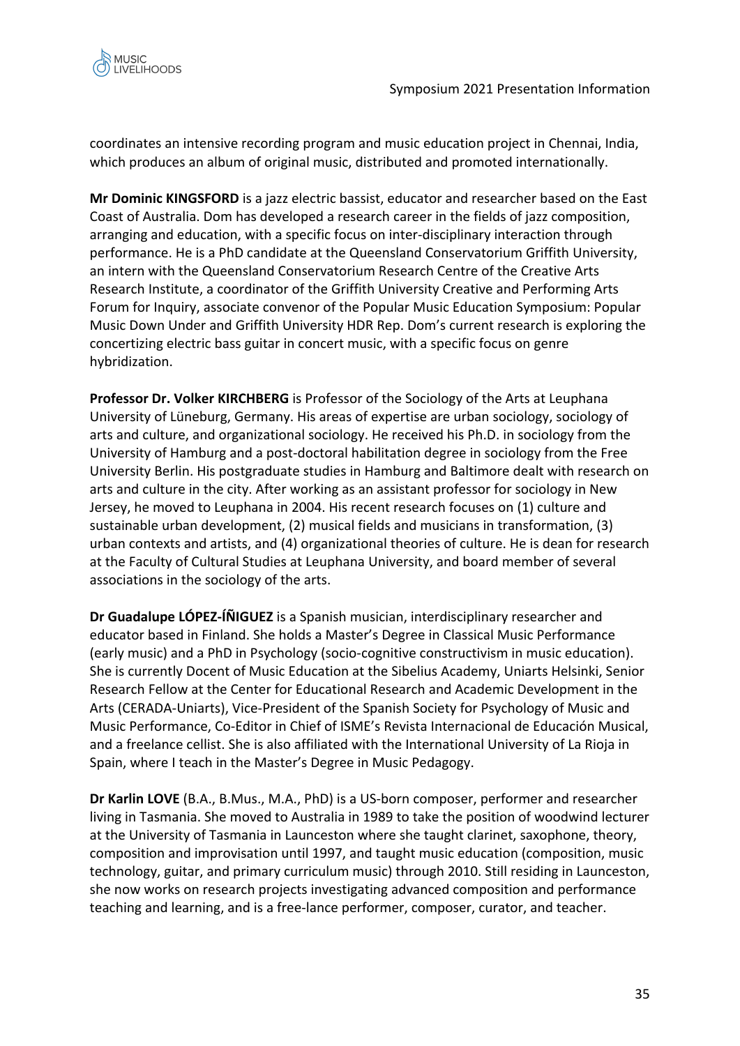coordinates an intensive recording program and music education project in Chennai, India, which produces an album of original music, distributed and promoted internationally.

**Mr Dominic KINGSFORD** is a jazz electric bassist, educator and researcher based on the East Coast of Australia. Dom has developed a research career in the fields of jazz composition, arranging and education, with a specific focus on inter-disciplinary interaction through performance. He is a PhD candidate at the Queensland Conservatorium Griffith University, an intern with the Queensland Conservatorium Research Centre of the Creative Arts Research Institute, a coordinator of the Griffith University Creative and Performing Arts Forum for Inquiry, associate convenor of the Popular Music Education Symposium: Popular Music Down Under and Griffith University HDR Rep. Dom's current research is exploring the concertizing electric bass guitar in concert music, with a specific focus on genre hybridization.

**Professor Dr. Volker KIRCHBERG** is Professor of the Sociology of the Arts at Leuphana University of Lüneburg, Germany. His areas of expertise are urban sociology, sociology of arts and culture, and organizational sociology. He received his Ph.D. in sociology from the University of Hamburg and a post-doctoral habilitation degree in sociology from the Free University Berlin. His postgraduate studies in Hamburg and Baltimore dealt with research on arts and culture in the city. After working as an assistant professor for sociology in New Jersey, he moved to Leuphana in 2004. His recent research focuses on (1) culture and sustainable urban development, (2) musical fields and musicians in transformation, (3) urban contexts and artists, and (4) organizational theories of culture. He is dean for research at the Faculty of Cultural Studies at Leuphana University, and board member of several associations in the sociology of the arts.

**Dr Guadalupe LÓPEZ-ÍÑIGUEZ** is a Spanish musician, interdisciplinary researcher and educator based in Finland. She holds a Master's Degree in Classical Music Performance (early music) and a PhD in Psychology (socio-cognitive constructivism in music education). She is currently Docent of Music Education at the Sibelius Academy, Uniarts Helsinki, Senior Research Fellow at the Center for Educational Research and Academic Development in the Arts (CERADA-Uniarts), Vice-President of the Spanish Society for Psychology of Music and Music Performance, Co-Editor in Chief of ISME's Revista Internacional de Educación Musical, and a freelance cellist. She is also affiliated with the International University of La Rioja in Spain, where I teach in the Master's Degree in Music Pedagogy.

**Dr Karlin LOVE** (B.A., B.Mus., M.A., PhD) is a US-born composer, performer and researcher living in Tasmania. She moved to Australia in 1989 to take the position of woodwind lecturer at the University of Tasmania in Launceston where she taught clarinet, saxophone, theory, composition and improvisation until 1997, and taught music education (composition, music technology, guitar, and primary curriculum music) through 2010. Still residing in Launceston, she now works on research projects investigating advanced composition and performance teaching and learning, and is a free-lance performer, composer, curator, and teacher.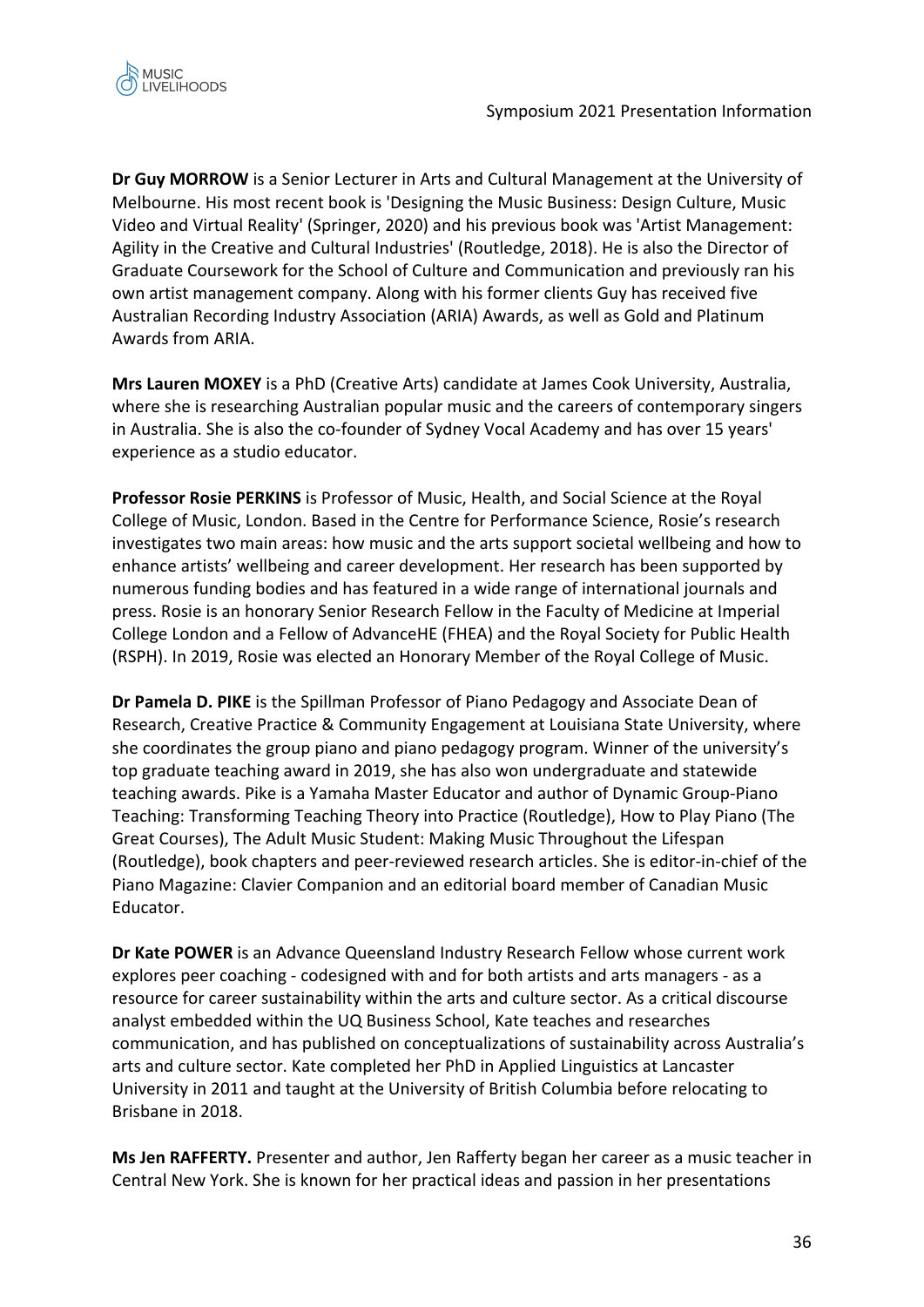**Dr Guy MORROW** is a Senior Lecturer in Arts and Cultural Management at the University of Melbourne. His most recent book is 'Designing the Music Business: Design Culture, Music Video and Virtual Reality' (Springer, 2020) and his previous book was 'Artist Management: Agility in the Creative and Cultural Industries' (Routledge, 2018). He is also the Director of Graduate Coursework for the School of Culture and Communication and previously ran his own artist management company. Along with his former clients Guy has received five Australian Recording Industry Association (ARIA) Awards, as well as Gold and Platinum Awards from ARIA.

**Mrs Lauren MOXEY** is a PhD (Creative Arts) candidate at James Cook University, Australia, where she is researching Australian popular music and the careers of contemporary singers in Australia. She is also the co-founder of Sydney Vocal Academy and has over 15 years' experience as a studio educator.

**Professor Rosie PERKINS** is Professor of Music, Health, and Social Science at the Royal College of Music, London. Based in the Centre for Performance Science, Rosie's research investigates two main areas: how music and the arts support societal wellbeing and how to enhance artists' wellbeing and career development. Her research has been supported by numerous funding bodies and has featured in a wide range of international journals and press. Rosie is an honorary Senior Research Fellow in the Faculty of Medicine at Imperial College London and a Fellow of AdvanceHE (FHEA) and the Royal Society for Public Health (RSPH). In 2019, Rosie was elected an Honorary Member of the Royal College of Music.

**Dr Pamela D. PIKE** is the Spillman Professor of Piano Pedagogy and Associate Dean of Research, Creative Practice & Community Engagement at Louisiana State University, where she coordinates the group piano and piano pedagogy program. Winner of the university's top graduate teaching award in 2019, she has also won undergraduate and statewide teaching awards. Pike is a Yamaha Master Educator and author of Dynamic Group-Piano Teaching: Transforming Teaching Theory into Practice (Routledge), How to Play Piano (The Great Courses), The Adult Music Student: Making Music Throughout the Lifespan (Routledge), book chapters and peer-reviewed research articles. She is editor-in-chief of the Piano Magazine: Clavier Companion and an editorial board member of Canadian Music Educator.

**Dr Kate POWER** is an Advance Queensland Industry Research Fellow whose current work explores peer coaching - codesigned with and for both artists and arts managers - as a resource for career sustainability within the arts and culture sector. As a critical discourse analyst embedded within the UQ Business School, Kate teaches and researches communication, and has published on conceptualizations of sustainability across Australia's arts and culture sector. Kate completed her PhD in Applied Linguistics at Lancaster University in 2011 and taught at the University of British Columbia before relocating to Brisbane in 2018.

**Ms Jen RAFFERTY.** Presenter and author, Jen Rafferty began her career as a music teacher in Central New York. She is known for her practical ideas and passion in her presentations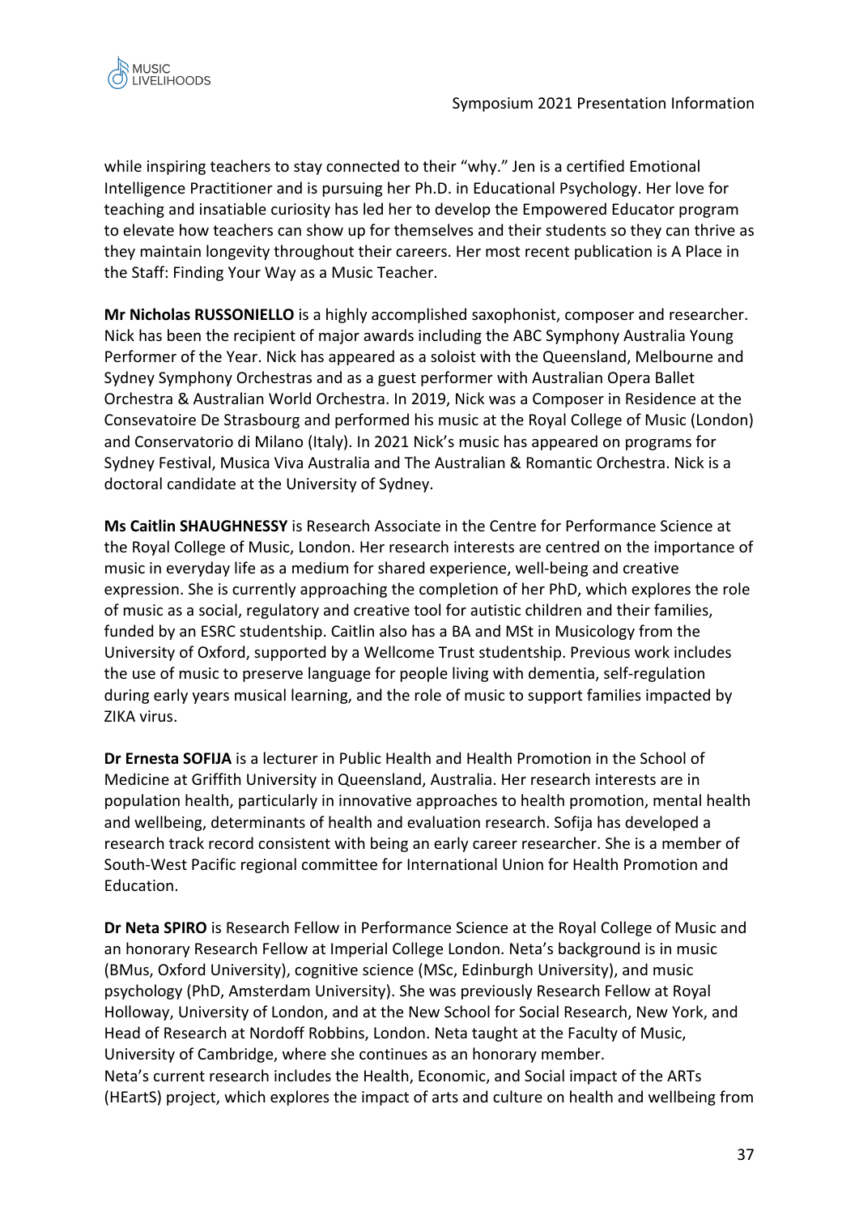while inspiring teachers to stay connected to their “why.” Jen is a certified Emotional Intelligence Practitioner and is pursuing her Ph.D. in Educational Psychology. Her love for teaching and insatiable curiosity has led her to develop the Empowered Educator program to elevate how teachers can show up for themselves and their students so they can thrive as they maintain longevity throughout their careers. Her most recent publication is A Place in the Staff: Finding Your Way as a Music Teacher.

**Mr Nicholas RUSSONIELLO** is a highly accomplished saxophonist, composer and researcher. Nick has been the recipient of major awards including the ABC Symphony Australia Young Performer of the Year. Nick has appeared as a soloist with the Queensland, Melbourne and Sydney Symphony Orchestras and as a guest performer with Australian Opera Ballet Orchestra & Australian World Orchestra. In 2019, Nick was a Composer in Residence at the Consevatoire De Strasbourg and performed his music at the Royal College of Music (London) and Conservatorio di Milano (Italy). In 2021 Nick’s music has appeared on programs for Sydney Festival, Musica Viva Australia and The Australian & Romantic Orchestra. Nick is a doctoral candidate at the University of Sydney.

**Ms Caitlin SHAUGHNESSY** is Research Associate in the Centre for Performance Science at the Royal College of Music, London. Her research interests are centred on the importance of music in everyday life as a medium for shared experience, well-being and creative expression. She is currently approaching the completion of her PhD, which explores the role of music as a social, regulatory and creative tool for autistic children and their families, funded by an ESRC studentship. Caitlin also has a BA and MSt in Musicology from the University of Oxford, supported by a Wellcome Trust studentship. Previous work includes the use of music to preserve language for people living with dementia, self-regulation during early years musical learning, and the role of music to support families impacted by ZIKA virus.

**Dr Ernesta SOFIJA** is a lecturer in Public Health and Health Promotion in the School of Medicine at Griffith University in Queensland, Australia. Her research interests are in population health, particularly in innovative approaches to health promotion, mental health and wellbeing, determinants of health and evaluation research. Sofija has developed a research track record consistent with being an early career researcher. She is a member of South-West Pacific regional committee for International Union for Health Promotion and Education.

**Dr Neta SPIRO** is Research Fellow in Performance Science at the Royal College of Music and an honorary Research Fellow at Imperial College London. Neta’s background is in music (BMus, Oxford University), cognitive science (MSc, Edinburgh University), and music psychology (PhD, Amsterdam University). She was previously Research Fellow at Royal Holloway, University of London, and at the New School for Social Research, New York, and Head of Research at Nordoff Robbins, London. Neta taught at the Faculty of Music, University of Cambridge, where she continues as an honorary member.
Neta’s current research includes the Health, Economic, and Social impact of the ARTs (HEartS) project, which explores the impact of arts and culture on health and wellbeing from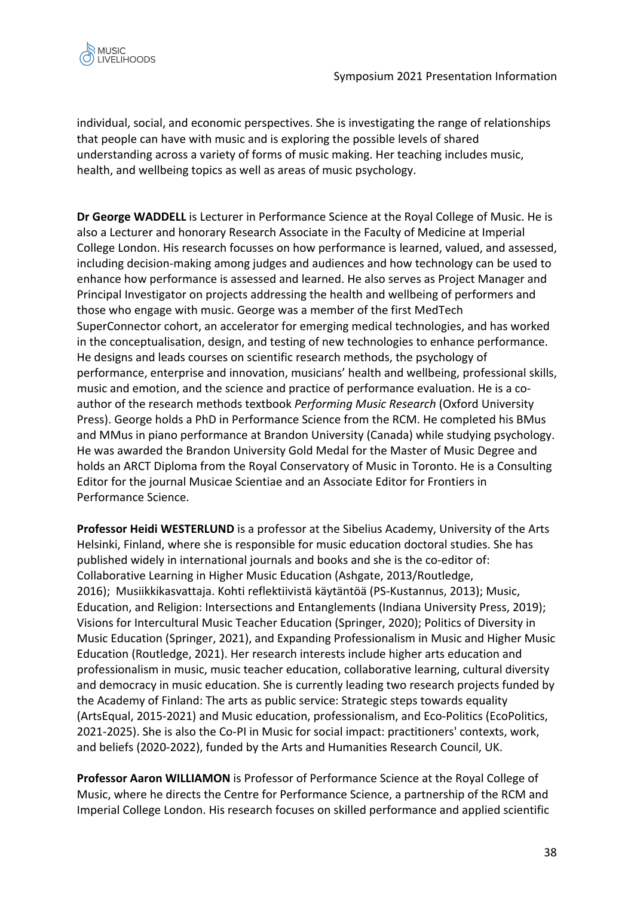individual, social, and economic perspectives. She is investigating the range of relationships that people can have with music and is exploring the possible levels of shared understanding across a variety of forms of music making. Her teaching includes music, health, and wellbeing topics as well as areas of music psychology.

**Dr George WADDELL** is Lecturer in Performance Science at the Royal College of Music. He is also a Lecturer and honorary Research Associate in the Faculty of Medicine at Imperial College London. His research focusses on how performance is learned, valued, and assessed, including decision-making among judges and audiences and how technology can be used to enhance how performance is assessed and learned. He also serves as Project Manager and Principal Investigator on projects addressing the health and wellbeing of performers and those who engage with music. George was a member of the first MedTech SuperConnector cohort, an accelerator for emerging medical technologies, and has worked in the conceptualisation, design, and testing of new technologies to enhance performance. He designs and leads courses on scientific research methods, the psychology of performance, enterprise and innovation, musicians' health and wellbeing, professional skills, music and emotion, and the science and practice of performance evaluation. He is a co-author of the research methods textbook *Performing Music Research* (Oxford University Press). George holds a PhD in Performance Science from the RCM. He completed his BMus and MMus in piano performance at Brandon University (Canada) while studying psychology. He was awarded the Brandon University Gold Medal for the Master of Music Degree and holds an ARCT Diploma from the Royal Conservatory of Music in Toronto. He is a Consulting Editor for the journal Musicae Scientiae and an Associate Editor for Frontiers in Performance Science.

**Professor Heidi WESTERLUND** is a professor at the Sibelius Academy, University of the Arts Helsinki, Finland, where she is responsible for music education doctoral studies. She has published widely in international journals and books and she is the co-editor of: Collaborative Learning in Higher Music Education (Ashgate, 2013/Routledge, 2016); Musiikkikasvattaja. Kohti reflektiivistä käytäntöä (PS-Kustannus, 2013); Music, Education, and Religion: Intersections and Entanglements (Indiana University Press, 2019); Visions for Intercultural Music Teacher Education (Springer, 2020); Politics of Diversity in Music Education (Springer, 2021), and Expanding Professionalism in Music and Higher Music Education (Routledge, 2021). Her research interests include higher arts education and professionalism in music, music teacher education, collaborative learning, cultural diversity and democracy in music education. She is currently leading two research projects funded by the Academy of Finland: The arts as public service: Strategic steps towards equality (ArtsEqual, 2015-2021) and Music education, professionalism, and Eco-Politics (EcoPolitics, 2021-2025). She is also the Co-PI in Music for social impact: practitioners' contexts, work, and beliefs (2020-2022), funded by the Arts and Humanities Research Council, UK.

**Professor Aaron WILLIAMON** is Professor of Performance Science at the Royal College of Music, where he directs the Centre for Performance Science, a partnership of the RCM and Imperial College London. His research focuses on skilled performance and applied scientific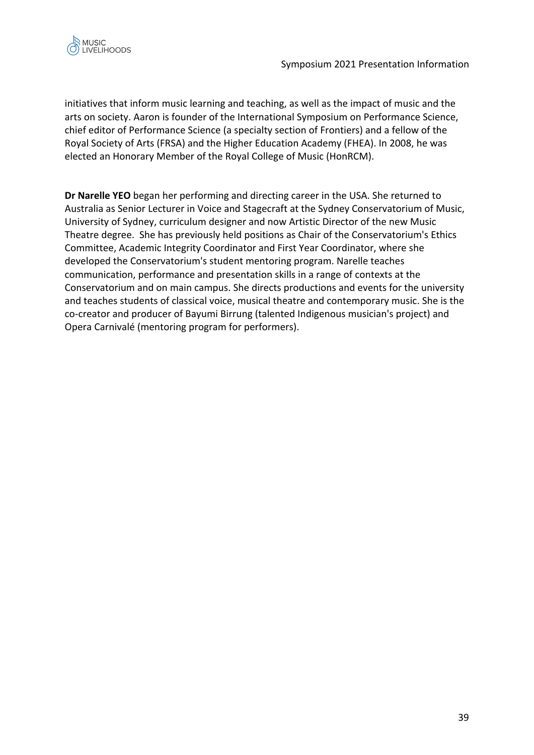initiatives that inform music learning and teaching, as well as the impact of music and the arts on society. Aaron is founder of the International Symposium on Performance Science, chief editor of Performance Science (a specialty section of Frontiers) and a fellow of the Royal Society of Arts (FRSA) and the Higher Education Academy (FHEA). In 2008, he was elected an Honorary Member of the Royal College of Music (HonRCM).

**Dr Narelle YEO** began her performing and directing career in the USA. She returned to Australia as Senior Lecturer in Voice and Stagecraft at the Sydney Conservatorium of Music, University of Sydney, curriculum designer and now Artistic Director of the new Music Theatre degree. She has previously held positions as Chair of the Conservatorium's Ethics Committee, Academic Integrity Coordinator and First Year Coordinator, where she developed the Conservatorium's student mentoring program. Narelle teaches communication, performance and presentation skills in a range of contexts at the Conservatorium and on main campus. She directs productions and events for the university and teaches students of classical voice, musical theatre and contemporary music. She is the co-creator and producer of Bayumi Birrung (talented Indigenous musician's project) and Opera Carnivalé (mentoring program for performers).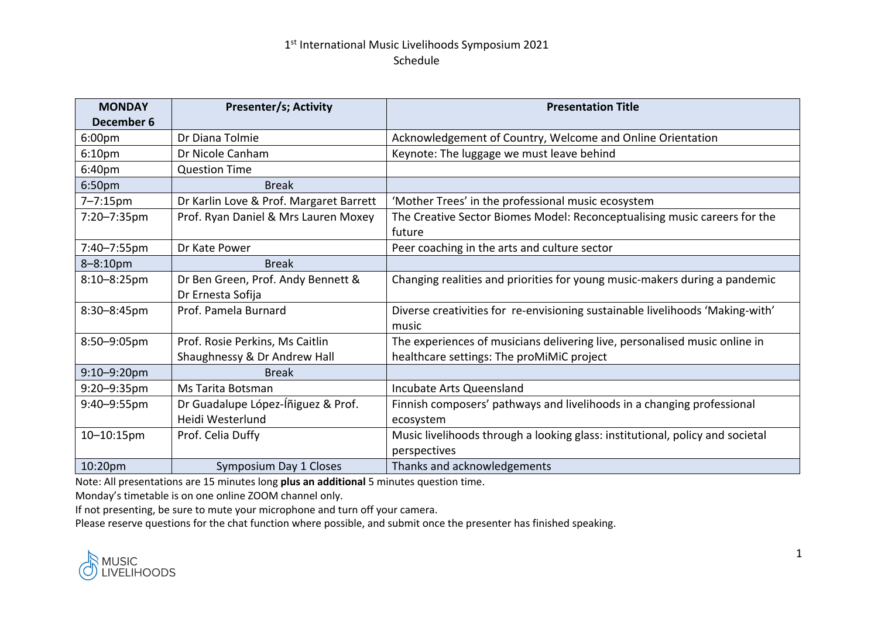# 1st International Music Livelihoods Symposium 2021
## Schedule

| MONDAY December 6 | Presenter/s; Activity | Presentation Title |
|---|---|---|
| 6:00pm | Dr Diana Tolmie | Acknowledgement of Country, Welcome and Online Orientation |
| 6:10pm | Dr Nicole Canham | Keynote: The luggage we must leave behind |
| 6:40pm | Question Time | |
| 6:50pm | Break | |
| 7–7:15pm | Dr Karlin Love & Prof. Margaret Barrett | 'Mother Trees' in the professional music ecosystem |
| 7:20–7:35pm | Prof. Ryan Daniel & Mrs Lauren Moxey | The Creative Sector Biomes Model: Reconceptualising music careers for the future |
| 7:40–7:55pm | Dr Kate Power | Peer coaching in the arts and culture sector |
| 8–8:10pm | Break | |
| 8:10–8:25pm | Dr Ben Green, Prof. Andy Bennett & Dr Ernesta Sofija | Changing realities and priorities for young music-makers during a pandemic |
| 8:30–8:45pm | Prof. Pamela Burnard | Diverse creativities for re-envisioning sustainable livelihoods 'Making-with' music |
| 8:50–9:05pm | Prof. Rosie Perkins, Ms Caitlin Shaughnessy & Dr Andrew Hall | The experiences of musicians delivering live, personalised music online in healthcare settings: The proMiMiC project |
| 9:10–9:20pm | Break | |
| 9:20–9:35pm | Ms Tarita Botsman | Incubate Arts Queensland |
| 9:40–9:55pm | Dr Guadalupe López-Íñiguez & Prof. Heidi Westerlund | Finnish composers' pathways and livelihoods in a changing professional ecosystem |
| 10–10:15pm | Prof. Celia Duffy | Music livelihoods through a looking glass: institutional, policy and societal perspectives |
| 10:20pm | Symposium Day 1 Closes | Thanks and acknowledgements |

Note: All presentations are 15 minutes long **plus an additional** 5 minutes question time.

Monday's timetable is on one online ZOOM channel only.

If not presenting, be sure to mute your microphone and turn off your camera.

Please reserve questions for the chat function where possible, and submit once the presenter has finished speaking.

MUSIC LIVELIHOODS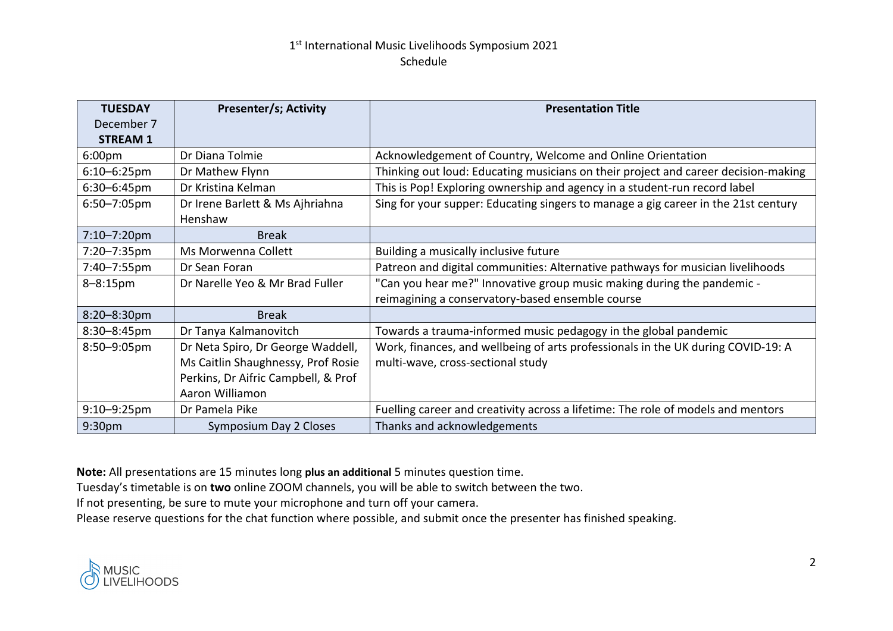1st International Music Livelihoods Symposium 2021
Schedule

| **TUESDAY** December 7 **STREAM 1** | **Presenter/s; Activity** | **Presentation Title** |
|---|---|---|
| 6:00pm | Dr Diana Tolmie | Acknowledgement of Country, Welcome and Online Orientation |
| 6:10–6:25pm | Dr Mathew Flynn | Thinking out loud: Educating musicians on their project and career decision-making |
| 6:30–6:45pm | Dr Kristina Kelman | This is Pop! Exploring ownership and agency in a student-run record label |
| 6:50–7:05pm | Dr Irene Barlett & Ms Ajhriahna Henshaw | Sing for your supper: Educating singers to manage a gig career in the 21st century |
| 7:10–7:20pm | Break | |
| 7:20–7:35pm | Ms Morwenna Collett | Building a musically inclusive future |
| 7:40–7:55pm | Dr Sean Foran | Patreon and digital communities: Alternative pathways for musician livelihoods |
| 8–8:15pm | Dr Narelle Yeo & Mr Brad Fuller | "Can you hear me?" Innovative group music making during the pandemic - reimagining a conservatory-based ensemble course |
| 8:20–8:30pm | Break | |
| 8:30–8:45pm | Dr Tanya Kalmanovitch | Towards a trauma-informed music pedagogy in the global pandemic |
| 8:50–9:05pm | Dr Neta Spiro, Dr George Waddell, Ms Caitlin Shaughnessy, Prof Rosie Perkins, Dr Aifric Campbell, & Prof Aaron Williamon | Work, finances, and wellbeing of arts professionals in the UK during COVID-19: A multi-wave, cross-sectional study |
| 9:10–9:25pm | Dr Pamela Pike | Fuelling career and creativity across a lifetime: The role of models and mentors |
| 9:30pm | Symposium Day 2 Closes | Thanks and acknowledgements |

**Note:** All presentations are 15 minutes long **plus an additional** 5 minutes question time.
Tuesday's timetable is on **two** online ZOOM channels, you will be able to switch between the two.
If not presenting, be sure to mute your microphone and turn off your camera.
Please reserve questions for the chat function where possible, and submit once the presenter has finished speaking.

MUSIC LIVELIHOODS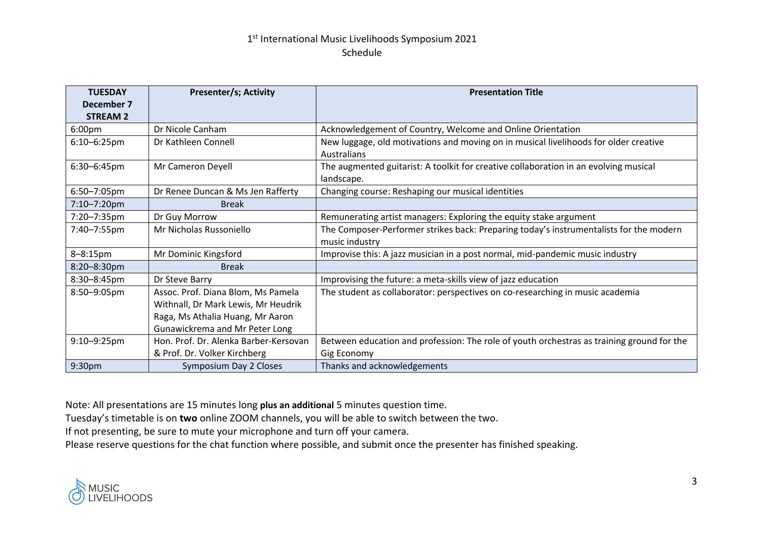# 1st International Music Livelihoods Symposium 2021

## Schedule

| TUESDAY December 7 STREAM 2 | Presenter/s; Activity | Presentation Title |
|---|---|---|
| 6:00pm | Dr Nicole Canham | Acknowledgement of Country, Welcome and Online Orientation |
| 6:10–6:25pm | Dr Kathleen Connell | New luggage, old motivations and moving on in musical livelihoods for older creative Australians |
| 6:30–6:45pm | Mr Cameron Deyell | The augmented guitarist: A toolkit for creative collaboration in an evolving musical landscape. |
| 6:50–7:05pm | Dr Renee Duncan & Ms Jen Rafferty | Changing course: Reshaping our musical identities |
| 7:10–7:20pm | Break | |
| 7:20–7:35pm | Dr Guy Morrow | Remunerating artist managers: Exploring the equity stake argument |
| 7:40–7:55pm | Mr Nicholas Russoniello | The Composer-Performer strikes back: Preparing today's instrumentalists for the modern music industry |
| 8–8:15pm | Mr Dominic Kingsford | Improvise this: A jazz musician in a post normal, mid-pandemic music industry |
| 8:20–8:30pm | Break | |
| 8:30–8:45pm | Dr Steve Barry | Improvising the future: a meta-skills view of jazz education |
| 8:50–9:05pm | Assoc. Prof. Diana Blom, Ms Pamela Withnall, Dr Mark Lewis, Mr Heudrik Raga, Ms Athalia Huang, Mr Aaron Gunawickrema and Mr Peter Long | The student as collaborator: perspectives on co-researching in music academia |
| 9:10–9:25pm | Hon. Prof. Dr. Alenka Barber-Kersovan & Prof. Dr. Volker Kirchberg | Between education and profession: The role of youth orchestras as training ground for the Gig Economy |
| 9:30pm | Symposium Day 2 Closes | Thanks and acknowledgements |

Note: All presentations are 15 minutes long **plus an additional** 5 minutes question time.
Tuesday's timetable is on **two** online ZOOM channels, you will be able to switch between the two.
If not presenting, be sure to mute your microphone and turn off your camera.
Please reserve questions for the chat function where possible, and submit once the presenter has finished speaking.

MUSIC LIVELIHOODS